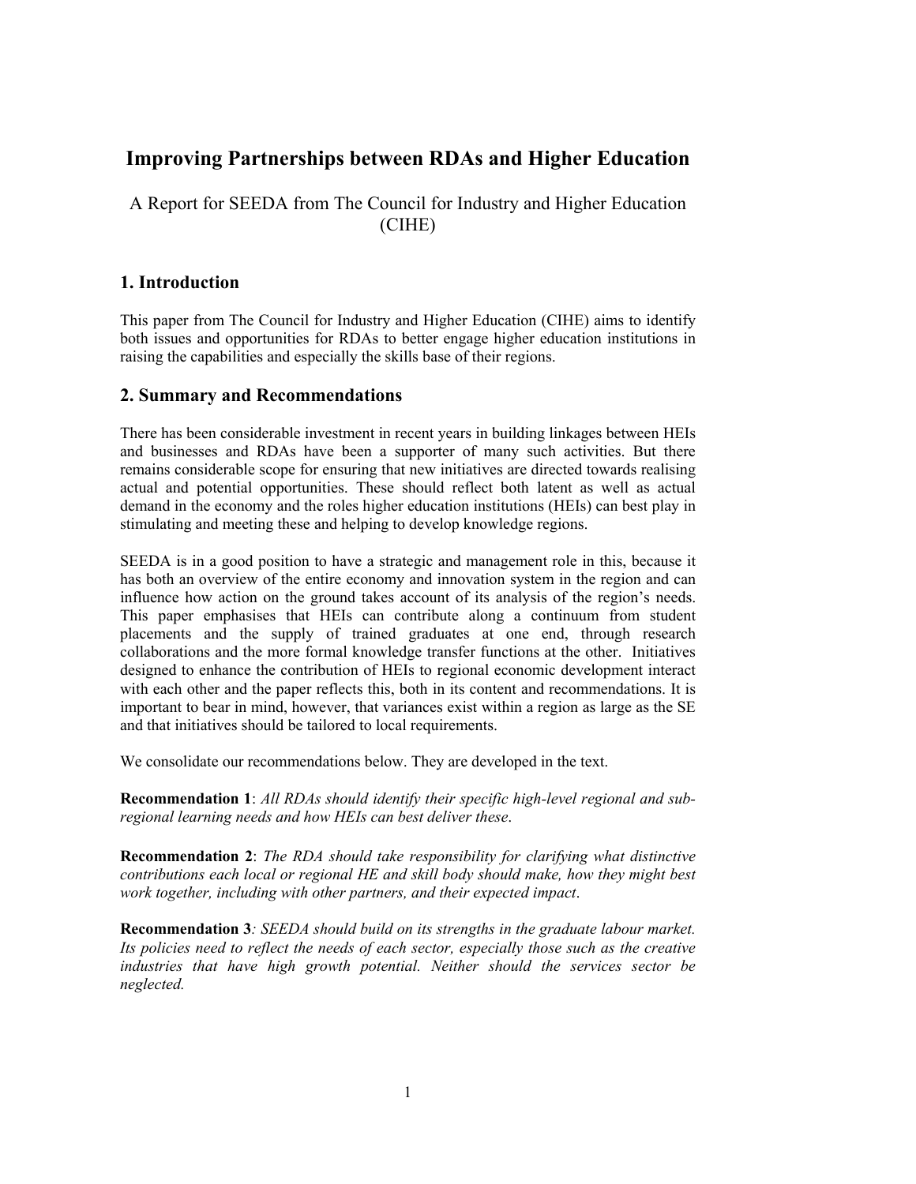# Improving Partnerships between RDAs and Higher Education

A Report for SEEDA from The Council for Industry and Higher Education (CIHE)

## 1. Introduction

This paper from The Council for Industry and Higher Education (CIHE) aims to identify both issues and opportunities for RDAs to better engage higher education institutions in raising the capabilities and especially the skills base of their regions.

## 2. Summary and Recommendations

There has been considerable investment in recent years in building linkages between HEIs and businesses and RDAs have been a supporter of many such activities. But there remains considerable scope for ensuring that new initiatives are directed towards realising actual and potential opportunities. These should reflect both latent as well as actual demand in the economy and the roles higher education institutions (HEIs) can best play in stimulating and meeting these and helping to develop knowledge regions.

SEEDA is in a good position to have a strategic and management role in this, because it has both an overview of the entire economy and innovation system in the region and can influence how action on the ground takes account of its analysis of the region's needs. This paper emphasises that HEIs can contribute along a continuum from student placements and the supply of trained graduates at one end, through research collaborations and the more formal knowledge transfer functions at the other. Initiatives designed to enhance the contribution of HEIs to regional economic development interact with each other and the paper reflects this, both in its content and recommendations. It is important to bear in mind, however, that variances exist within a region as large as the SE and that initiatives should be tailored to local requirements.

We consolidate our recommendations below. They are developed in the text.

**Recommendation 1**: *All RDAs should identify their specific high-level regional and sub-regional learning needs and how HEIs can best deliver these*.

**Recommendation 2**: *The RDA should take responsibility for clarifying what distinctive contributions each local or regional HE and skill body should make, how they might best work together, including with other partners, and their expected impact*.

**Recommendation 3***: SEEDA should build on its strengths in the graduate labour market. Its policies need to reflect the needs of each sector, especially those such as the creative industries that have high growth potential. Neither should the services sector be neglected.*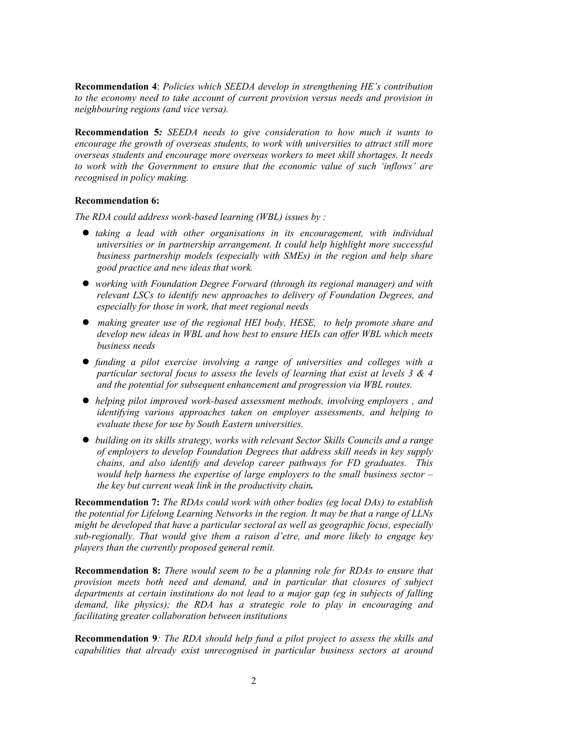**Recommendation 4**: *Policies which SEEDA develop in strengthening HE's contribution to the economy need to take account of current provision versus needs and provision in neighbouring regions (and vice versa).*

**Recommendation 5***: SEEDA needs to give consideration to how much it wants to encourage the growth of overseas students, to work with universities to attract still more overseas students and encourage more overseas workers to meet skill shortages. It needs to work with the Government to ensure that the economic value of such 'inflows' are recognised in policy making.*

**Recommendation 6:**

*The RDA could address work-based learning (WBL) issues by :*

- *taking a lead with other organisations in its encouragement, with individual universities or in partnership arrangement. It could help highlight more successful business partnership models (especially with SMEs) in the region and help share good practice and new ideas that work.*
- *working with Foundation Degree Forward (through its regional manager) and with relevant LSCs to identify new approaches to delivery of Foundation Degrees, and especially for those in work, that meet regional needs*
- *making greater use of the regional HEI body, HESE, to help promote share and develop new ideas in WBL and how best to ensure HEIs can offer WBL which meets business needs*
- *funding a pilot exercise involving a range of universities and colleges with a particular sectoral focus to assess the levels of learning that exist at levels 3 & 4 and the potential for subsequent enhancement and progression via WBL routes.*
- *helping pilot improved work-based assessment methods, involving employers , and identifying various approaches taken on employer assessments, and helping to evaluate these for use by South Eastern universities.*
- *building on its skills strategy, works with relevant Sector Skills Councils and a range of employers to develop Foundation Degrees that address skill needs in key supply chains, and also identify and develop career pathways for FD graduates. This would help harness the expertise of large employers to the small business sector – the key but current weak link in the productivity chain.*

**Recommendation 7:** *The RDAs could work with other bodies (eg local DAs) to establish the potential for Lifelong Learning Networks in the region. It may be that a range of LLNs might be developed that have a particular sectoral as well as geographic focus, especially sub-regionally. That would give them a raison d'etre, and more likely to engage key players than the currently proposed general remit.*

**Recommendation 8:** *There would seem to be a planning role for RDAs to ensure that provision meets both need and demand, and in particular that closures of subject departments at certain institutions do not lead to a major gap (eg in subjects of falling demand, like physics); the RDA has a strategic role to play in encouraging and facilitating greater collaboration between institutions*

**Recommendation 9***: The RDA should help fund a pilot project to assess the skills and capabilities that already exist unrecognised in particular business sectors at around*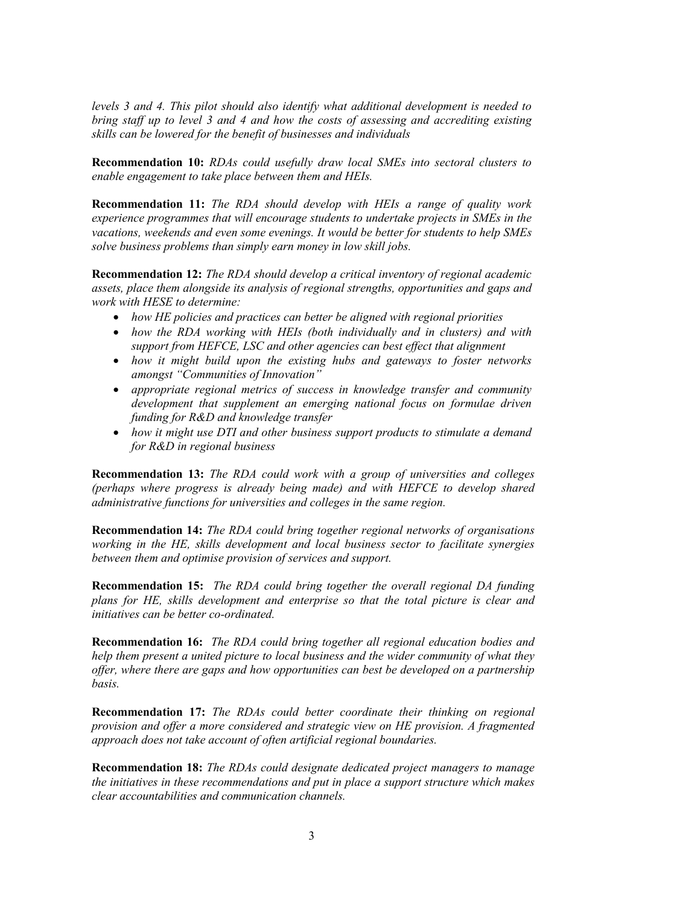*levels 3 and 4. This pilot should also identify what additional development is needed to bring staff up to level 3 and 4 and how the costs of assessing and accrediting existing skills can be lowered for the benefit of businesses and individuals*

**Recommendation 10:** *RDAs could usefully draw local SMEs into sectoral clusters to enable engagement to take place between them and HEIs.*

**Recommendation 11:** *The RDA should develop with HEIs a range of quality work experience programmes that will encourage students to undertake projects in SMEs in the vacations, weekends and even some evenings. It would be better for students to help SMEs solve business problems than simply earn money in low skill jobs.*

**Recommendation 12:** *The RDA should develop a critical inventory of regional academic assets, place them alongside its analysis of regional strengths, opportunities and gaps and work with HESE to determine:*

- *how HE policies and practices can better be aligned with regional priorities*
- *how the RDA working with HEIs (both individually and in clusters) and with support from HEFCE, LSC and other agencies can best effect that alignment*
- *how it might build upon the existing hubs and gateways to foster networks amongst "Communities of Innovation"*
- *appropriate regional metrics of success in knowledge transfer and community development that supplement an emerging national focus on formulae driven funding for R&D and knowledge transfer*
- *how it might use DTI and other business support products to stimulate a demand for R&D in regional business*

**Recommendation 13:** *The RDA could work with a group of universities and colleges (perhaps where progress is already being made) and with HEFCE to develop shared administrative functions for universities and colleges in the same region.*

**Recommendation 14:** *The RDA could bring together regional networks of organisations working in the HE, skills development and local business sector to facilitate synergies between them and optimise provision of services and support.*

**Recommendation 15:** *The RDA could bring together the overall regional DA funding plans for HE, skills development and enterprise so that the total picture is clear and initiatives can be better co-ordinated.*

**Recommendation 16:** *The RDA could bring together all regional education bodies and help them present a united picture to local business and the wider community of what they offer, where there are gaps and how opportunities can best be developed on a partnership basis.*

**Recommendation 17:** *The RDAs could better coordinate their thinking on regional provision and offer a more considered and strategic view on HE provision. A fragmented approach does not take account of often artificial regional boundaries.*

**Recommendation 18:** *The RDAs could designate dedicated project managers to manage the initiatives in these recommendations and put in place a support structure which makes clear accountabilities and communication channels.*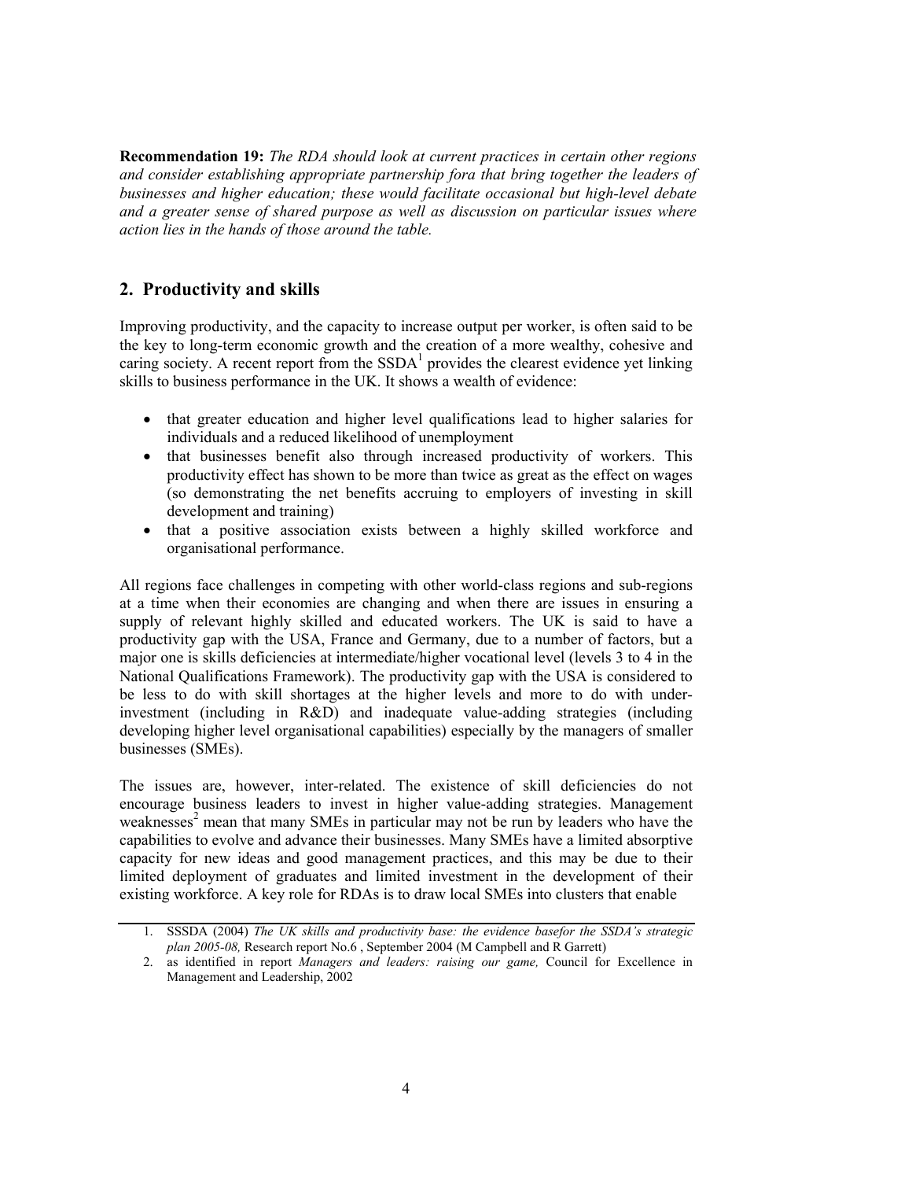**Recommendation 19:** *The RDA should look at current practices in certain other regions and consider establishing appropriate partnership fora that bring together the leaders of businesses and higher education; these would facilitate occasional but high-level debate and a greater sense of shared purpose as well as discussion on particular issues where action lies in the hands of those around the table.*

## 2. Productivity and skills

Improving productivity, and the capacity to increase output per worker, is often said to be the key to long-term economic growth and the creation of a more wealthy, cohesive and caring society. A recent report from the SSDA[1] provides the clearest evidence yet linking skills to business performance in the UK. It shows a wealth of evidence:

- that greater education and higher level qualifications lead to higher salaries for individuals and a reduced likelihood of unemployment
- that businesses benefit also through increased productivity of workers. This productivity effect has shown to be more than twice as great as the effect on wages (so demonstrating the net benefits accruing to employers of investing in skill development and training)
- that a positive association exists between a highly skilled workforce and organisational performance.

All regions face challenges in competing with other world-class regions and sub-regions at a time when their economies are changing and when there are issues in ensuring a supply of relevant highly skilled and educated workers. The UK is said to have a productivity gap with the USA, France and Germany, due to a number of factors, but a major one is skills deficiencies at intermediate/higher vocational level (levels 3 to 4 in the National Qualifications Framework). The productivity gap with the USA is considered to be less to do with skill shortages at the higher levels and more to do with under-investment (including in R&D) and inadequate value-adding strategies (including developing higher level organisational capabilities) especially by the managers of smaller businesses (SMEs).

The issues are, however, inter-related. The existence of skill deficiencies do not encourage business leaders to invest in higher value-adding strategies. Management weaknesses[2] mean that many SMEs in particular may not be run by leaders who have the capabilities to evolve and advance their businesses. Many SMEs have a limited absorptive capacity for new ideas and good management practices, and this may be due to their limited deployment of graduates and limited investment in the development of their existing workforce. A key role for RDAs is to draw local SMEs into clusters that enable

---

1. SSSDA (2004) *The UK skills and productivity base: the evidence basefor the SSDA's strategic plan 2005-08,* Research report No.6 , September 2004 (M Campbell and R Garrett)
2. as identified in report *Managers and leaders: raising our game,* Council for Excellence in Management and Leadership, 2002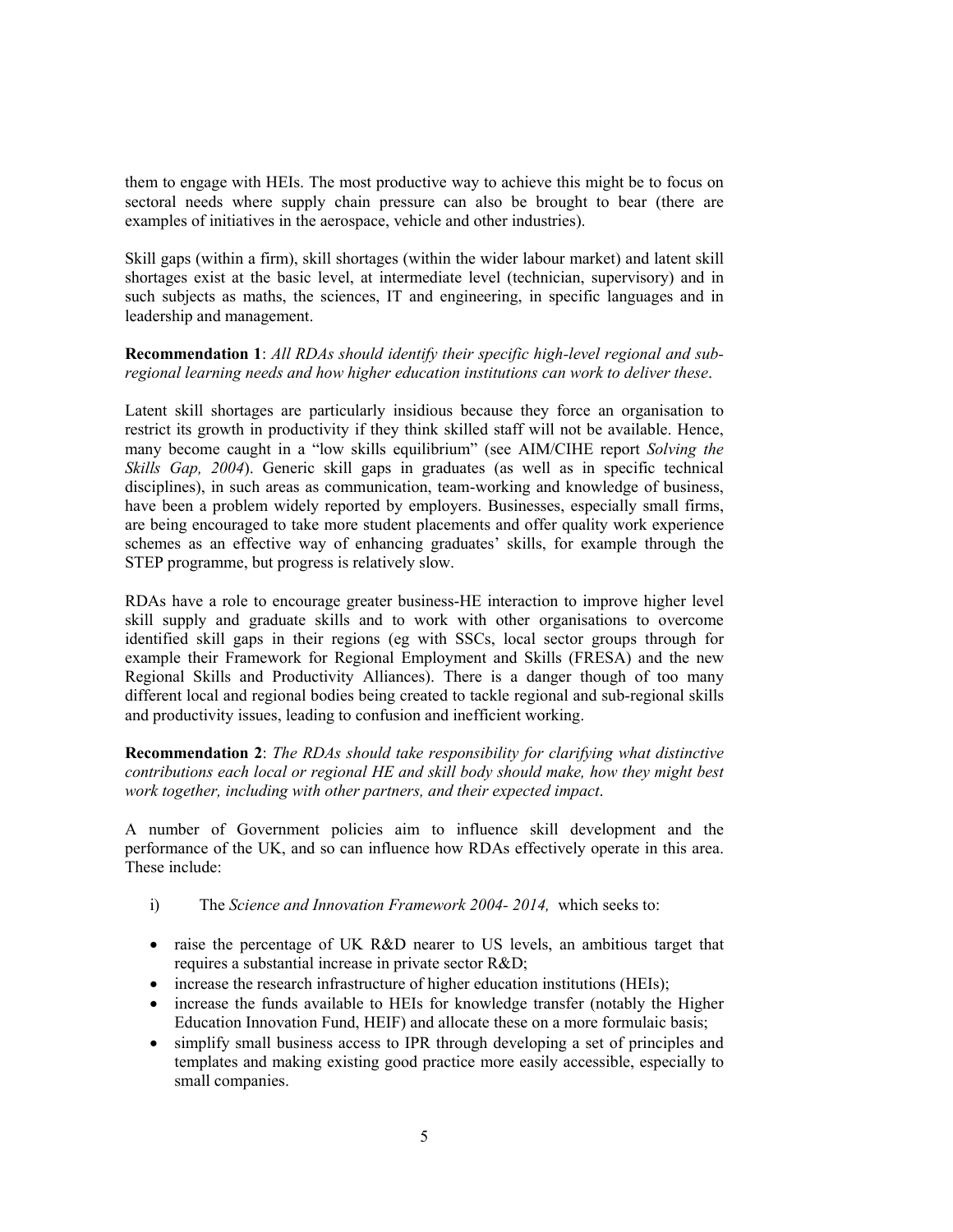them to engage with HEIs. The most productive way to achieve this might be to focus on sectoral needs where supply chain pressure can also be brought to bear (there are examples of initiatives in the aerospace, vehicle and other industries).

Skill gaps (within a firm), skill shortages (within the wider labour market) and latent skill shortages exist at the basic level, at intermediate level (technician, supervisory) and in such subjects as maths, the sciences, IT and engineering, in specific languages and in leadership and management.

**Recommendation 1**: *All RDAs should identify their specific high-level regional and sub-regional learning needs and how higher education institutions can work to deliver these*.

Latent skill shortages are particularly insidious because they force an organisation to restrict its growth in productivity if they think skilled staff will not be available. Hence, many become caught in a "low skills equilibrium" (see AIM/CIHE report *Solving the Skills Gap, 2004*). Generic skill gaps in graduates (as well as in specific technical disciplines), in such areas as communication, team-working and knowledge of business, have been a problem widely reported by employers. Businesses, especially small firms, are being encouraged to take more student placements and offer quality work experience schemes as an effective way of enhancing graduates' skills, for example through the STEP programme, but progress is relatively slow.

RDAs have a role to encourage greater business-HE interaction to improve higher level skill supply and graduate skills and to work with other organisations to overcome identified skill gaps in their regions (eg with SSCs, local sector groups through for example their Framework for Regional Employment and Skills (FRESA) and the new Regional Skills and Productivity Alliances). There is a danger though of too many different local and regional bodies being created to tackle regional and sub-regional skills and productivity issues, leading to confusion and inefficient working.

**Recommendation 2**: *The RDAs should take responsibility for clarifying what distinctive contributions each local or regional HE and skill body should make, how they might best work together, including with other partners, and their expected impact*.

A number of Government policies aim to influence skill development and the performance of the UK, and so can influence how RDAs effectively operate in this area. These include:

i) The *Science and Innovation Framework 2004- 2014,* which seeks to:

- raise the percentage of UK R&D nearer to US levels, an ambitious target that requires a substantial increase in private sector R&D;
- increase the research infrastructure of higher education institutions (HEIs);
- increase the funds available to HEIs for knowledge transfer (notably the Higher Education Innovation Fund, HEIF) and allocate these on a more formulaic basis;
- simplify small business access to IPR through developing a set of principles and templates and making existing good practice more easily accessible, especially to small companies.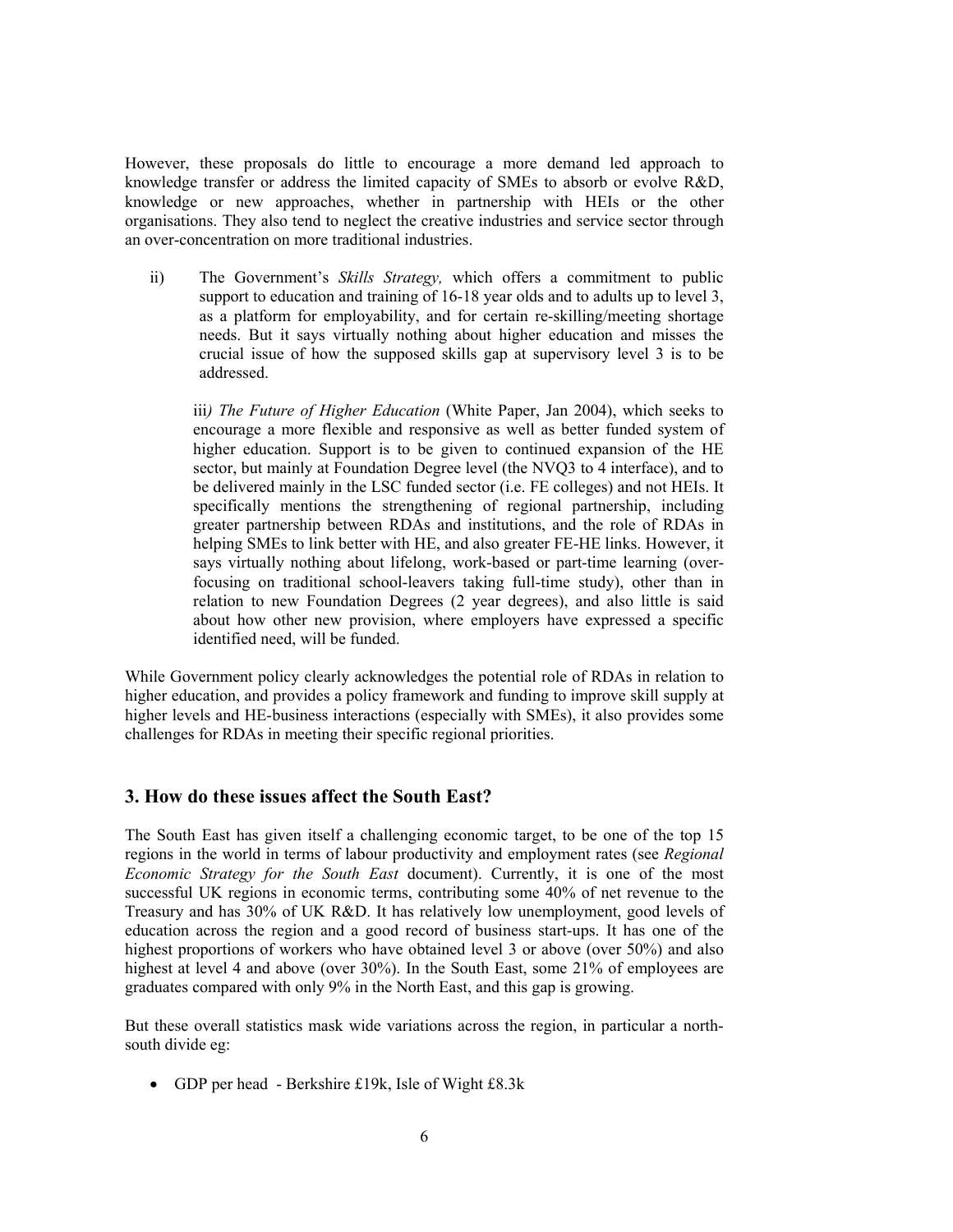However, these proposals do little to encourage a more demand led approach to knowledge transfer or address the limited capacity of SMEs to absorb or evolve R&D, knowledge or new approaches, whether in partnership with HEIs or the other organisations. They also tend to neglect the creative industries and service sector through an over-concentration on more traditional industries.

ii) The Government's *Skills Strategy,* which offers a commitment to public support to education and training of 16-18 year olds and to adults up to level 3, as a platform for employability, and for certain re-skilling/meeting shortage needs. But it says virtually nothing about higher education and misses the crucial issue of how the supposed skills gap at supervisory level 3 is to be addressed.

iii*) The Future of Higher Education* (White Paper, Jan 2004), which seeks to encourage a more flexible and responsive as well as better funded system of higher education. Support is to be given to continued expansion of the HE sector, but mainly at Foundation Degree level (the NVQ3 to 4 interface), and to be delivered mainly in the LSC funded sector (i.e. FE colleges) and not HEIs. It specifically mentions the strengthening of regional partnership, including greater partnership between RDAs and institutions, and the role of RDAs in helping SMEs to link better with HE, and also greater FE-HE links. However, it says virtually nothing about lifelong, work-based or part-time learning (over-focusing on traditional school-leavers taking full-time study), other than in relation to new Foundation Degrees (2 year degrees), and also little is said about how other new provision, where employers have expressed a specific identified need, will be funded.

While Government policy clearly acknowledges the potential role of RDAs in relation to higher education, and provides a policy framework and funding to improve skill supply at higher levels and HE-business interactions (especially with SMEs), it also provides some challenges for RDAs in meeting their specific regional priorities.

## 3. How do these issues affect the South East?

The South East has given itself a challenging economic target, to be one of the top 15 regions in the world in terms of labour productivity and employment rates (see *Regional Economic Strategy for the South East* document). Currently, it is one of the most successful UK regions in economic terms, contributing some 40% of net revenue to the Treasury and has 30% of UK R&D. It has relatively low unemployment, good levels of education across the region and a good record of business start-ups. It has one of the highest proportions of workers who have obtained level 3 or above (over 50%) and also highest at level 4 and above (over 30%). In the South East, some 21% of employees are graduates compared with only 9% in the North East, and this gap is growing.

But these overall statistics mask wide variations across the region, in particular a north-south divide eg:

- GDP per head - Berkshire £19k, Isle of Wight £8.3k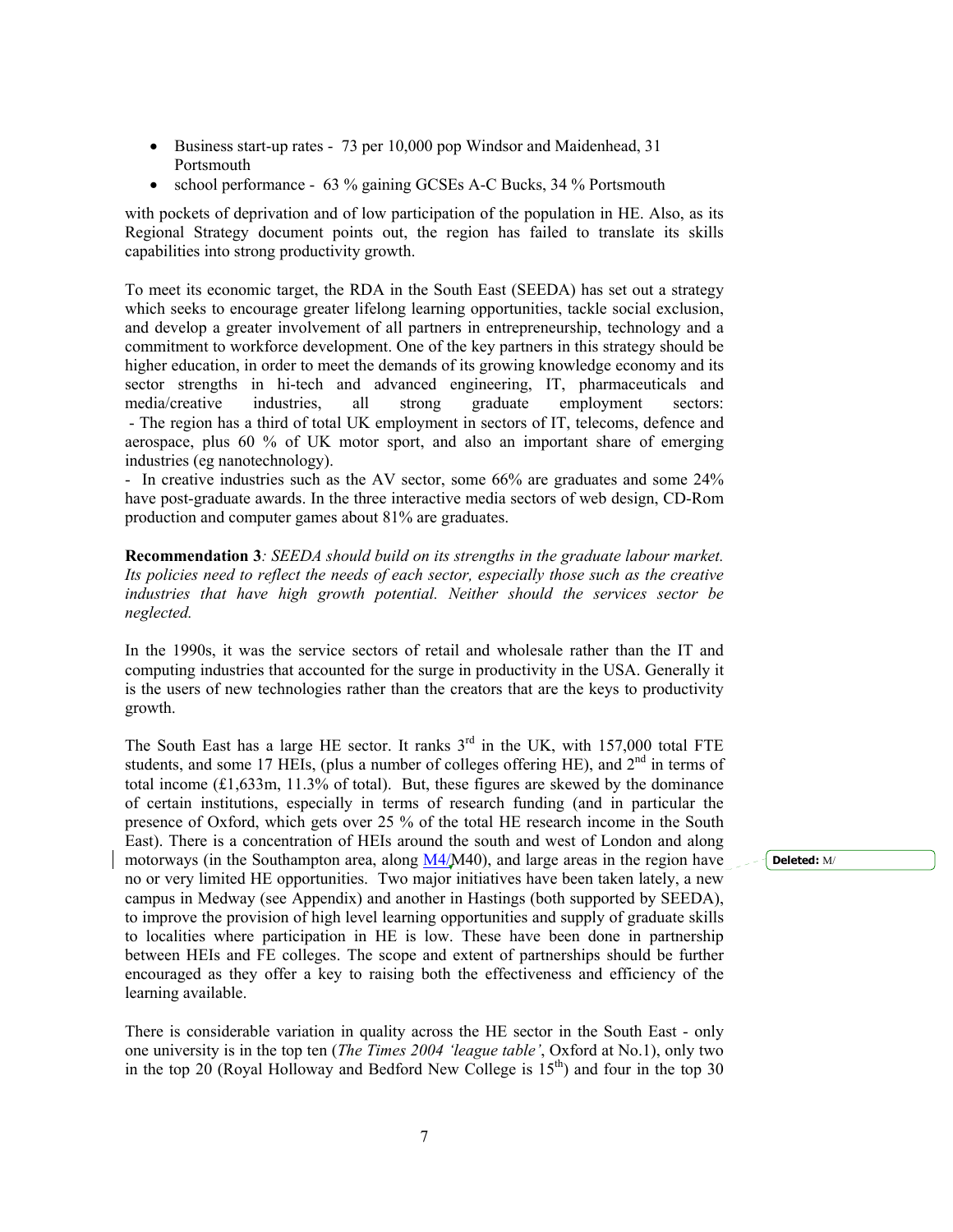- Business start-up rates - 73 per 10,000 pop Windsor and Maidenhead, 31 Portsmouth
- school performance - 63 % gaining GCSEs A-C Bucks, 34 % Portsmouth

with pockets of deprivation and of low participation of the population in HE. Also, as its Regional Strategy document points out, the region has failed to translate its skills capabilities into strong productivity growth.

To meet its economic target, the RDA in the South East (SEEDA) has set out a strategy which seeks to encourage greater lifelong learning opportunities, tackle social exclusion, and develop a greater involvement of all partners in entrepreneurship, technology and a commitment to workforce development. One of the key partners in this strategy should be higher education, in order to meet the demands of its growing knowledge economy and its sector strengths in hi-tech and advanced engineering, IT, pharmaceuticals and media/creative industries, all strong graduate employment sectors:
- The region has a third of total UK employment in sectors of IT, telecoms, defence and aerospace, plus 60 % of UK motor sport, and also an important share of emerging industries (eg nanotechnology).
- In creative industries such as the AV sector, some 66% are graduates and some 24% have post-graduate awards. In the three interactive media sectors of web design, CD-Rom production and computer games about 81% are graduates.

**Recommendation 3***: SEEDA should build on its strengths in the graduate labour market. Its policies need to reflect the needs of each sector, especially those such as the creative industries that have high growth potential. Neither should the services sector be neglected.*

In the 1990s, it was the service sectors of retail and wholesale rather than the IT and computing industries that accounted for the surge in productivity in the USA. Generally it is the users of new technologies rather than the creators that are the keys to productivity growth.

The South East has a large HE sector. It ranks 3rd in the UK, with 157,000 total FTE students, and some 17 HEIs, (plus a number of colleges offering HE), and 2nd in terms of total income (£1,633m, 11.3% of total). But, these figures are skewed by the dominance of certain institutions, especially in terms of research funding (and in particular the presence of Oxford, which gets over 25 % of the total HE research income in the South East). There is a concentration of HEIs around the south and west of London and along motorways (in the Southampton area, along M4/M40), and large areas in the region have no or very limited HE opportunities. Two major initiatives have been taken lately, a new campus in Medway (see Appendix) and another in Hastings (both supported by SEEDA), to improve the provision of high level learning opportunities and supply of graduate skills to localities where participation in HE is low. These have been done in partnership between HEIs and FE colleges. The scope and extent of partnerships should be further encouraged as they offer a key to raising both the effectiveness and efficiency of the learning available.

There is considerable variation in quality across the HE sector in the South East - only one university is in the top ten (*The Times 2004 'league table'*, Oxford at No.1), only two in the top 20 (Royal Holloway and Bedford New College is 15th) and four in the top 30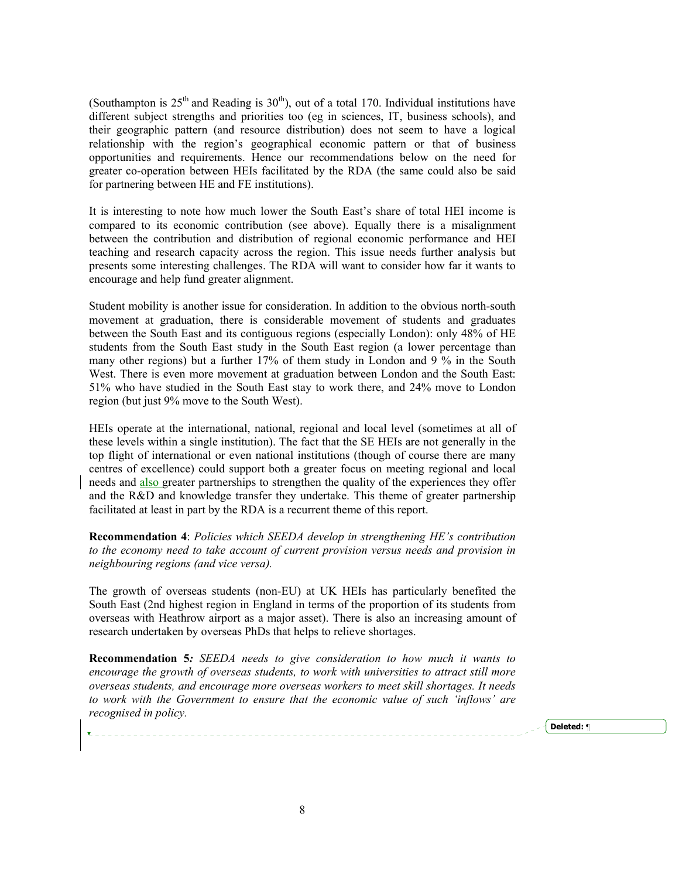(Southampton is 25th and Reading is 30th), out of a total 170. Individual institutions have different subject strengths and priorities too (eg in sciences, IT, business schools), and their geographic pattern (and resource distribution) does not seem to have a logical relationship with the region's geographical economic pattern or that of business opportunities and requirements. Hence our recommendations below on the need for greater co-operation between HEIs facilitated by the RDA (the same could also be said for partnering between HE and FE institutions).

It is interesting to note how much lower the South East's share of total HEI income is compared to its economic contribution (see above). Equally there is a misalignment between the contribution and distribution of regional economic performance and HEI teaching and research capacity across the region. This issue needs further analysis but presents some interesting challenges. The RDA will want to consider how far it wants to encourage and help fund greater alignment.

Student mobility is another issue for consideration. In addition to the obvious north-south movement at graduation, there is considerable movement of students and graduates between the South East and its contiguous regions (especially London): only 48% of HE students from the South East study in the South East region (a lower percentage than many other regions) but a further 17% of them study in London and 9 % in the South West. There is even more movement at graduation between London and the South East: 51% who have studied in the South East stay to work there, and 24% move to London region (but just 9% move to the South West).

HEIs operate at the international, national, regional and local level (sometimes at all of these levels within a single institution). The fact that the SE HEIs are not generally in the top flight of international or even national institutions (though of course there are many centres of excellence) could support both a greater focus on meeting regional and local needs and also greater partnerships to strengthen the quality of the experiences they offer and the R&D and knowledge transfer they undertake. This theme of greater partnership facilitated at least in part by the RDA is a recurrent theme of this report.

**Recommendation 4**: *Policies which SEEDA develop in strengthening HE's contribution to the economy need to take account of current provision versus needs and provision in neighbouring regions (and vice versa).*

The growth of overseas students (non-EU) at UK HEIs has particularly benefited the South East (2nd highest region in England in terms of the proportion of its students from overseas with Heathrow airport as a major asset). There is also an increasing amount of research undertaken by overseas PhDs that helps to relieve shortages.

**Recommendation 5***: SEEDA needs to give consideration to how much it wants to encourage the growth of overseas students, to work with universities to attract still more overseas students, and encourage more overseas workers to meet skill shortages. It needs to work with the Government to ensure that the economic value of such 'inflows' are recognised in policy.*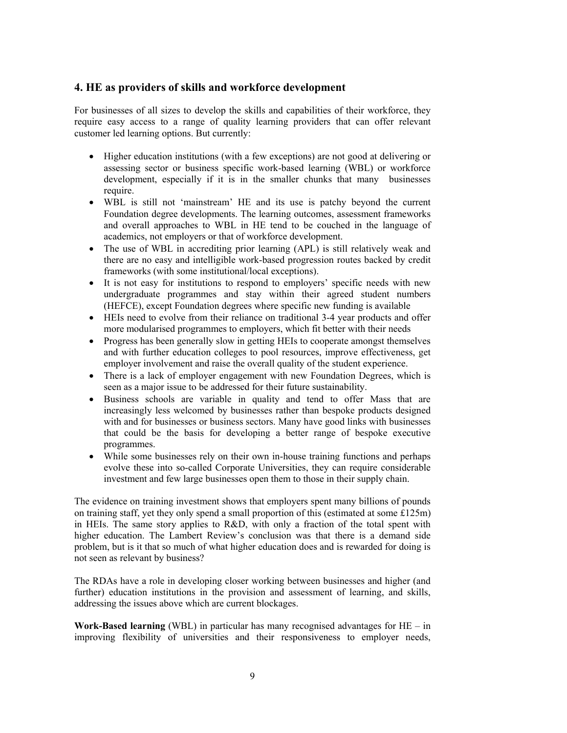## 4. HE as providers of skills and workforce development

For businesses of all sizes to develop the skills and capabilities of their workforce, they require easy access to a range of quality learning providers that can offer relevant customer led learning options. But currently:

- Higher education institutions (with a few exceptions) are not good at delivering or assessing sector or business specific work-based learning (WBL) or workforce development, especially if it is in the smaller chunks that many businesses require.
- WBL is still not 'mainstream' HE and its use is patchy beyond the current Foundation degree developments. The learning outcomes, assessment frameworks and overall approaches to WBL in HE tend to be couched in the language of academics, not employers or that of workforce development.
- The use of WBL in accrediting prior learning (APL) is still relatively weak and there are no easy and intelligible work-based progression routes backed by credit frameworks (with some institutional/local exceptions).
- It is not easy for institutions to respond to employers' specific needs with new undergraduate programmes and stay within their agreed student numbers (HEFCE), except Foundation degrees where specific new funding is available
- HEIs need to evolve from their reliance on traditional 3-4 year products and offer more modularised programmes to employers, which fit better with their needs
- Progress has been generally slow in getting HEIs to cooperate amongst themselves and with further education colleges to pool resources, improve effectiveness, get employer involvement and raise the overall quality of the student experience.
- There is a lack of employer engagement with new Foundation Degrees, which is seen as a major issue to be addressed for their future sustainability.
- Business schools are variable in quality and tend to offer Mass that are increasingly less welcomed by businesses rather than bespoke products designed with and for businesses or business sectors. Many have good links with businesses that could be the basis for developing a better range of bespoke executive programmes.
- While some businesses rely on their own in-house training functions and perhaps evolve these into so-called Corporate Universities, they can require considerable investment and few large businesses open them to those in their supply chain.

The evidence on training investment shows that employers spent many billions of pounds on training staff, yet they only spend a small proportion of this (estimated at some £125m) in HEIs. The same story applies to R&D, with only a fraction of the total spent with higher education. The Lambert Review's conclusion was that there is a demand side problem, but is it that so much of what higher education does and is rewarded for doing is not seen as relevant by business?

The RDAs have a role in developing closer working between businesses and higher (and further) education institutions in the provision and assessment of learning, and skills, addressing the issues above which are current blockages.

**Work-Based learning** (WBL) in particular has many recognised advantages for HE – in improving flexibility of universities and their responsiveness to employer needs,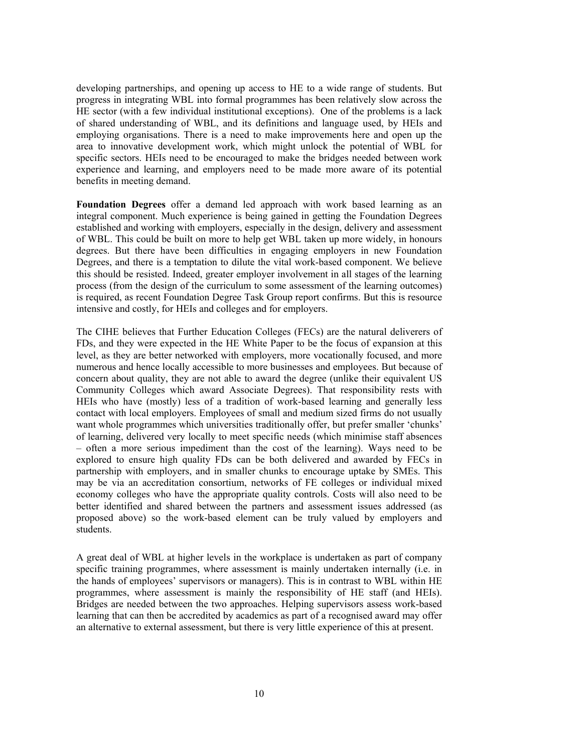developing partnerships, and opening up access to HE to a wide range of students. But progress in integrating WBL into formal programmes has been relatively slow across the HE sector (with a few individual institutional exceptions). One of the problems is a lack of shared understanding of WBL, and its definitions and language used, by HEIs and employing organisations. There is a need to make improvements here and open up the area to innovative development work, which might unlock the potential of WBL for specific sectors. HEIs need to be encouraged to make the bridges needed between work experience and learning, and employers need to be made more aware of its potential benefits in meeting demand.

**Foundation Degrees** offer a demand led approach with work based learning as an integral component. Much experience is being gained in getting the Foundation Degrees established and working with employers, especially in the design, delivery and assessment of WBL. This could be built on more to help get WBL taken up more widely, in honours degrees. But there have been difficulties in engaging employers in new Foundation Degrees, and there is a temptation to dilute the vital work-based component. We believe this should be resisted. Indeed, greater employer involvement in all stages of the learning process (from the design of the curriculum to some assessment of the learning outcomes) is required, as recent Foundation Degree Task Group report confirms. But this is resource intensive and costly, for HEIs and colleges and for employers.

The CIHE believes that Further Education Colleges (FECs) are the natural deliverers of FDs, and they were expected in the HE White Paper to be the focus of expansion at this level, as they are better networked with employers, more vocationally focused, and more numerous and hence locally accessible to more businesses and employees. But because of concern about quality, they are not able to award the degree (unlike their equivalent US Community Colleges which award Associate Degrees). That responsibility rests with HEIs who have (mostly) less of a tradition of work-based learning and generally less contact with local employers. Employees of small and medium sized firms do not usually want whole programmes which universities traditionally offer, but prefer smaller 'chunks' of learning, delivered very locally to meet specific needs (which minimise staff absences – often a more serious impediment than the cost of the learning). Ways need to be explored to ensure high quality FDs can be both delivered and awarded by FECs in partnership with employers, and in smaller chunks to encourage uptake by SMEs. This may be via an accreditation consortium, networks of FE colleges or individual mixed economy colleges who have the appropriate quality controls. Costs will also need to be better identified and shared between the partners and assessment issues addressed (as proposed above) so the work-based element can be truly valued by employers and students.

A great deal of WBL at higher levels in the workplace is undertaken as part of company specific training programmes, where assessment is mainly undertaken internally (i.e. in the hands of employees' supervisors or managers). This is in contrast to WBL within HE programmes, where assessment is mainly the responsibility of HE staff (and HEIs). Bridges are needed between the two approaches. Helping supervisors assess work-based learning that can then be accredited by academics as part of a recognised award may offer an alternative to external assessment, but there is very little experience of this at present.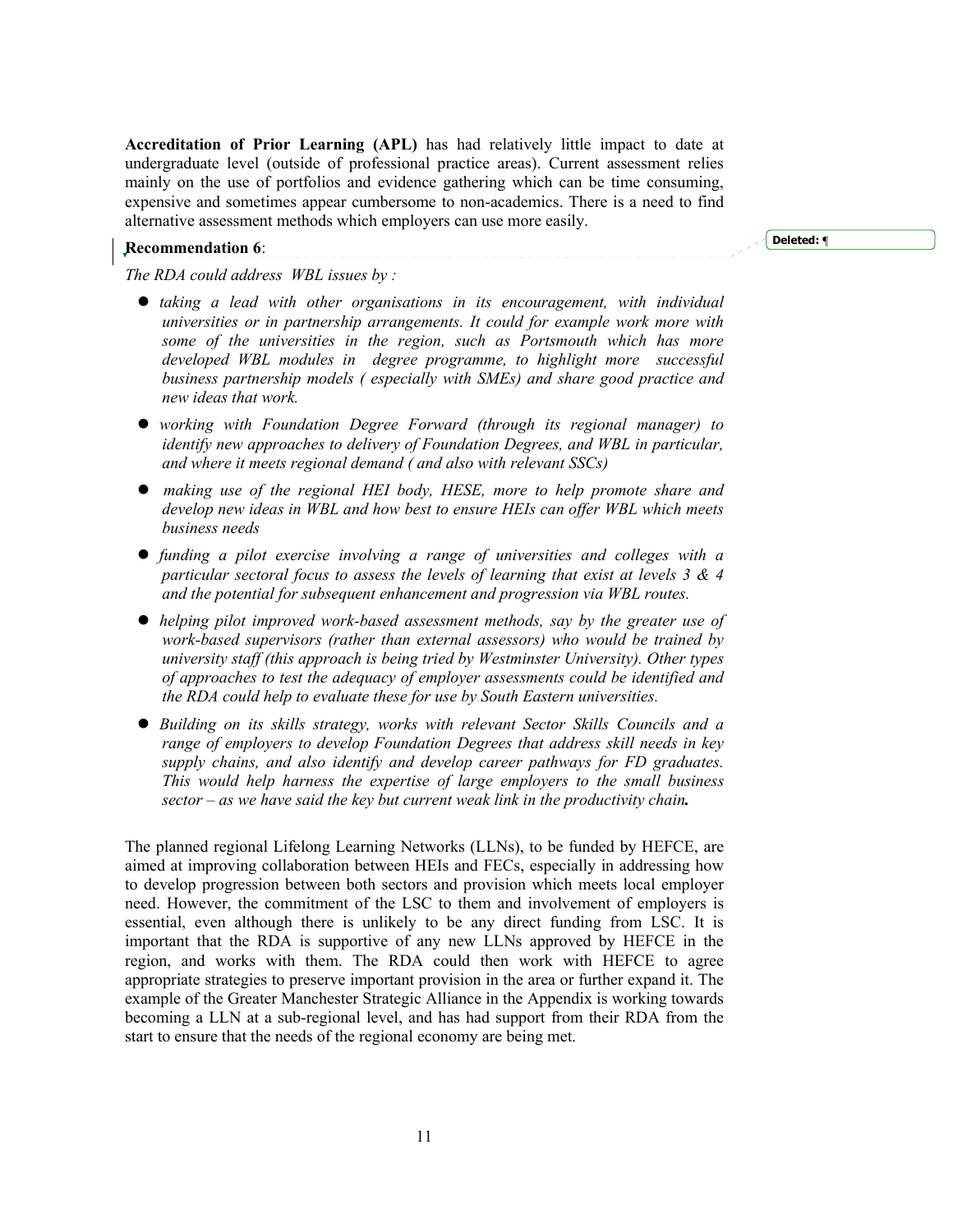**Accreditation of Prior Learning (APL)** has had relatively little impact to date at undergraduate level (outside of professional practice areas). Current assessment relies mainly on the use of portfolios and evidence gathering which can be time consuming, expensive and sometimes appear cumbersome to non-academics. There is a need to find alternative assessment methods which employers can use more easily.

**Recommendation 6**:

*The RDA could address WBL issues by :*

- *taking a lead with other organisations in its encouragement, with individual universities or in partnership arrangements. It could for example work more with some of the universities in the region, such as Portsmouth which has more developed WBL modules in degree programme, to highlight more successful business partnership models ( especially with SMEs) and share good practice and new ideas that work.*
- *working with Foundation Degree Forward (through its regional manager) to identify new approaches to delivery of Foundation Degrees, and WBL in particular, and where it meets regional demand ( and also with relevant SSCs)*
- *making use of the regional HEI body, HESE, more to help promote share and develop new ideas in WBL and how best to ensure HEIs can offer WBL which meets business needs*
- *funding a pilot exercise involving a range of universities and colleges with a particular sectoral focus to assess the levels of learning that exist at levels 3 & 4 and the potential for subsequent enhancement and progression via WBL routes.*
- *helping pilot improved work-based assessment methods, say by the greater use of work-based supervisors (rather than external assessors) who would be trained by university staff (this approach is being tried by Westminster University). Other types of approaches to test the adequacy of employer assessments could be identified and the RDA could help to evaluate these for use by South Eastern universities.*
- *Building on its skills strategy, works with relevant Sector Skills Councils and a range of employers to develop Foundation Degrees that address skill needs in key supply chains, and also identify and develop career pathways for FD graduates. This would help harness the expertise of large employers to the small business sector – as we have said the key but current weak link in the productivity chain.*

The planned regional Lifelong Learning Networks (LLNs), to be funded by HEFCE, are aimed at improving collaboration between HEIs and FECs, especially in addressing how to develop progression between both sectors and provision which meets local employer need. However, the commitment of the LSC to them and involvement of employers is essential, even although there is unlikely to be any direct funding from LSC. It is important that the RDA is supportive of any new LLNs approved by HEFCE in the region, and works with them. The RDA could then work with HEFCE to agree appropriate strategies to preserve important provision in the area or further expand it. The example of the Greater Manchester Strategic Alliance in the Appendix is working towards becoming a LLN at a sub-regional level, and has had support from their RDA from the start to ensure that the needs of the regional economy are being met.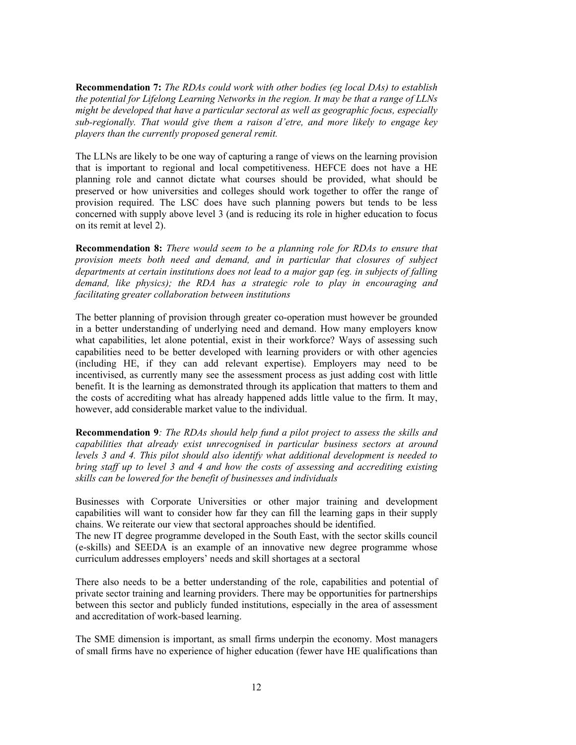**Recommendation 7:** *The RDAs could work with other bodies (eg local DAs) to establish the potential for Lifelong Learning Networks in the region. It may be that a range of LLNs might be developed that have a particular sectoral as well as geographic focus, especially sub-regionally. That would give them a raison d'etre, and more likely to engage key players than the currently proposed general remit.*

The LLNs are likely to be one way of capturing a range of views on the learning provision that is important to regional and local competitiveness. HEFCE does not have a HE planning role and cannot dictate what courses should be provided, what should be preserved or how universities and colleges should work together to offer the range of provision required. The LSC does have such planning powers but tends to be less concerned with supply above level 3 (and is reducing its role in higher education to focus on its remit at level 2).

**Recommendation 8:** *There would seem to be a planning role for RDAs to ensure that provision meets both need and demand, and in particular that closures of subject departments at certain institutions does not lead to a major gap (eg. in subjects of falling demand, like physics); the RDA has a strategic role to play in encouraging and facilitating greater collaboration between institutions*

The better planning of provision through greater co-operation must however be grounded in a better understanding of underlying need and demand. How many employers know what capabilities, let alone potential, exist in their workforce? Ways of assessing such capabilities need to be better developed with learning providers or with other agencies (including HE, if they can add relevant expertise). Employers may need to be incentivised, as currently many see the assessment process as just adding cost with little benefit. It is the learning as demonstrated through its application that matters to them and the costs of accrediting what has already happened adds little value to the firm. It may, however, add considerable market value to the individual.

**Recommendation 9***: The RDAs should help fund a pilot project to assess the skills and capabilities that already exist unrecognised in particular business sectors at around levels 3 and 4. This pilot should also identify what additional development is needed to bring staff up to level 3 and 4 and how the costs of assessing and accrediting existing skills can be lowered for the benefit of businesses and individuals*

Businesses with Corporate Universities or other major training and development capabilities will want to consider how far they can fill the learning gaps in their supply chains. We reiterate our view that sectoral approaches should be identified.
The new IT degree programme developed in the South East, with the sector skills council (e-skills) and SEEDA is an example of an innovative new degree programme whose curriculum addresses employers' needs and skill shortages at a sectoral

There also needs to be a better understanding of the role, capabilities and potential of private sector training and learning providers. There may be opportunities for partnerships between this sector and publicly funded institutions, especially in the area of assessment and accreditation of work-based learning.

The SME dimension is important, as small firms underpin the economy. Most managers of small firms have no experience of higher education (fewer have HE qualifications than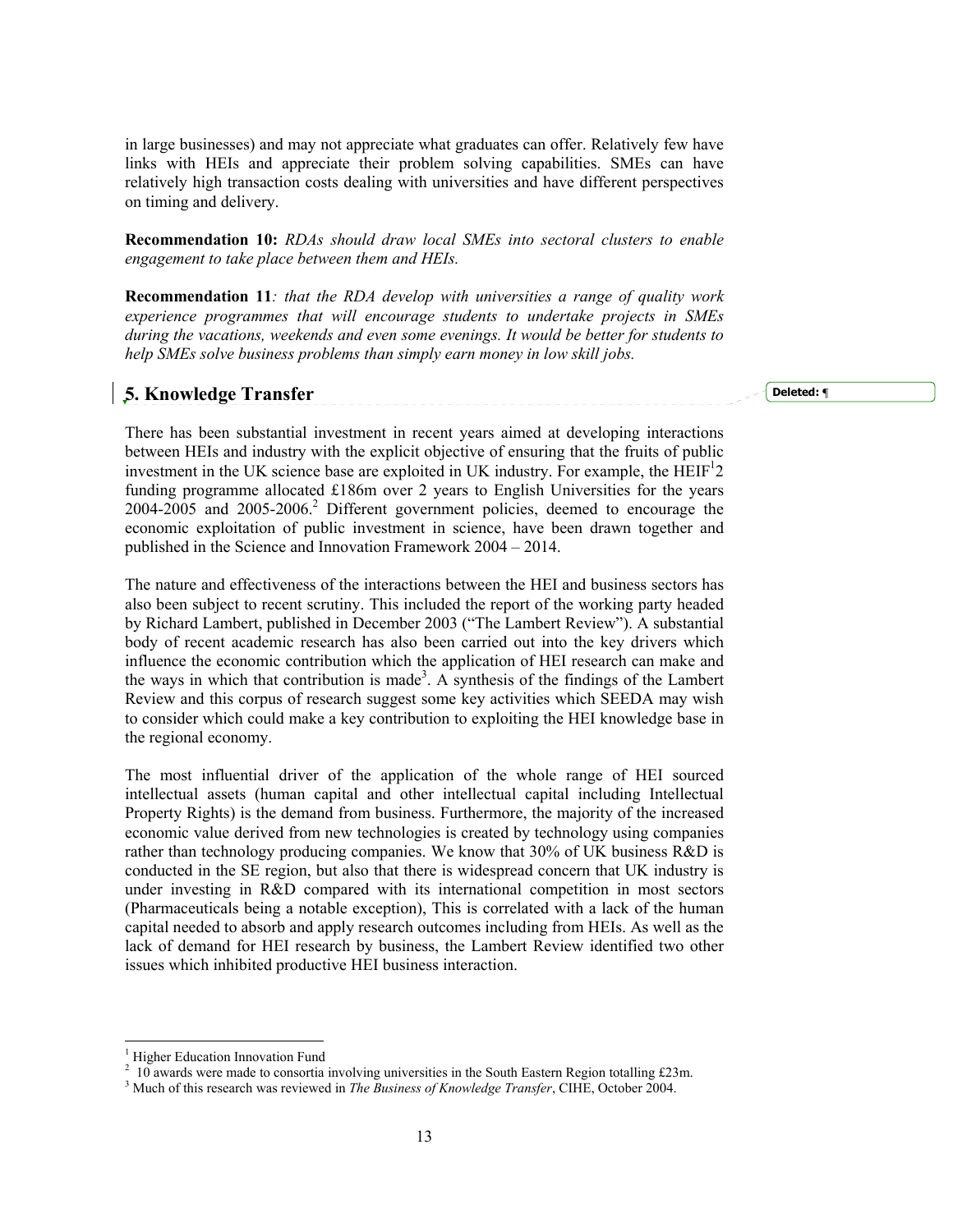in large businesses) and may not appreciate what graduates can offer. Relatively few have links with HEIs and appreciate their problem solving capabilities. SMEs can have relatively high transaction costs dealing with universities and have different perspectives on timing and delivery.

**Recommendation 10:** *RDAs should draw local SMEs into sectoral clusters to enable engagement to take place between them and HEIs.*

**Recommendation 11***: that the RDA develop with universities a range of quality work experience programmes that will encourage students to undertake projects in SMEs during the vacations, weekends and even some evenings. It would be better for students to help SMEs solve business problems than simply earn money in low skill jobs.*

## 5. Knowledge Transfer

There has been substantial investment in recent years aimed at developing interactions between HEIs and industry with the explicit objective of ensuring that the fruits of public investment in the UK science base are exploited in UK industry. For example, the HEIF[1]2 funding programme allocated £186m over 2 years to English Universities for the years 2004-2005 and 2005-2006.[2] Different government policies, deemed to encourage the economic exploitation of public investment in science, have been drawn together and published in the Science and Innovation Framework 2004 – 2014.

The nature and effectiveness of the interactions between the HEI and business sectors has also been subject to recent scrutiny. This included the report of the working party headed by Richard Lambert, published in December 2003 ("The Lambert Review"). A substantial body of recent academic research has also been carried out into the key drivers which influence the economic contribution which the application of HEI research can make and the ways in which that contribution is made[3]. A synthesis of the findings of the Lambert Review and this corpus of research suggest some key activities which SEEDA may wish to consider which could make a key contribution to exploiting the HEI knowledge base in the regional economy.

The most influential driver of the application of the whole range of HEI sourced intellectual assets (human capital and other intellectual capital including Intellectual Property Rights) is the demand from business. Furthermore, the majority of the increased economic value derived from new technologies is created by technology using companies rather than technology producing companies. We know that 30% of UK business R&D is conducted in the SE region, but also that there is widespread concern that UK industry is under investing in R&D compared with its international competition in most sectors (Pharmaceuticals being a notable exception), This is correlated with a lack of the human capital needed to absorb and apply research outcomes including from HEIs. As well as the lack of demand for HEI research by business, the Lambert Review identified two other issues which inhibited productive HEI business interaction.

---

[1] Higher Education Innovation Fund

[2] 10 awards were made to consortia involving universities in the South Eastern Region totalling £23m.

[3] Much of this research was reviewed in *The Business of Knowledge Transfer*, CIHE, October 2004.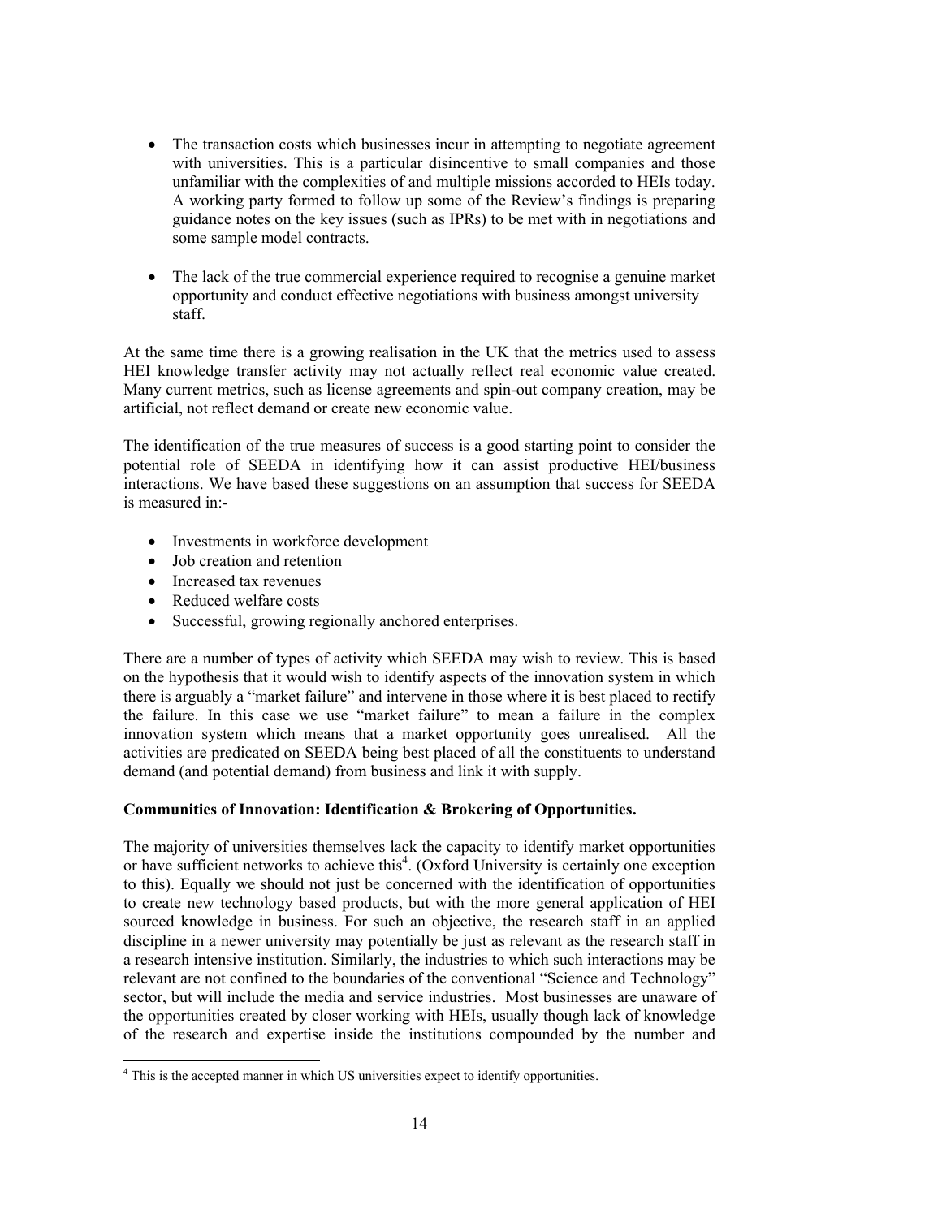- The transaction costs which businesses incur in attempting to negotiate agreement with universities. This is a particular disincentive to small companies and those unfamiliar with the complexities of and multiple missions accorded to HEIs today. A working party formed to follow up some of the Review's findings is preparing guidance notes on the key issues (such as IPRs) to be met with in negotiations and some sample model contracts.

- The lack of the true commercial experience required to recognise a genuine market opportunity and conduct effective negotiations with business amongst university staff.

At the same time there is a growing realisation in the UK that the metrics used to assess HEI knowledge transfer activity may not actually reflect real economic value created. Many current metrics, such as license agreements and spin-out company creation, may be artificial, not reflect demand or create new economic value.

The identification of the true measures of success is a good starting point to consider the potential role of SEEDA in identifying how it can assist productive HEI/business interactions. We have based these suggestions on an assumption that success for SEEDA is measured in:-

- Investments in workforce development
- Job creation and retention
- Increased tax revenues
- Reduced welfare costs
- Successful, growing regionally anchored enterprises.

There are a number of types of activity which SEEDA may wish to review. This is based on the hypothesis that it would wish to identify aspects of the innovation system in which there is arguably a "market failure" and intervene in those where it is best placed to rectify the failure. In this case we use "market failure" to mean a failure in the complex innovation system which means that a market opportunity goes unrealised. All the activities are predicated on SEEDA being best placed of all the constituents to understand demand (and potential demand) from business and link it with supply.

**Communities of Innovation: Identification & Brokering of Opportunities.**

The majority of universities themselves lack the capacity to identify market opportunities or have sufficient networks to achieve this[4]. (Oxford University is certainly one exception to this). Equally we should not just be concerned with the identification of opportunities to create new technology based products, but with the more general application of HEI sourced knowledge in business. For such an objective, the research staff in an applied discipline in a newer university may potentially be just as relevant as the research staff in a research intensive institution. Similarly, the industries to which such interactions may be relevant are not confined to the boundaries of the conventional "Science and Technology" sector, but will include the media and service industries. Most businesses are unaware of the opportunities created by closer working with HEIs, usually though lack of knowledge of the research and expertise inside the institutions compounded by the number and

[4] This is the accepted manner in which US universities expect to identify opportunities.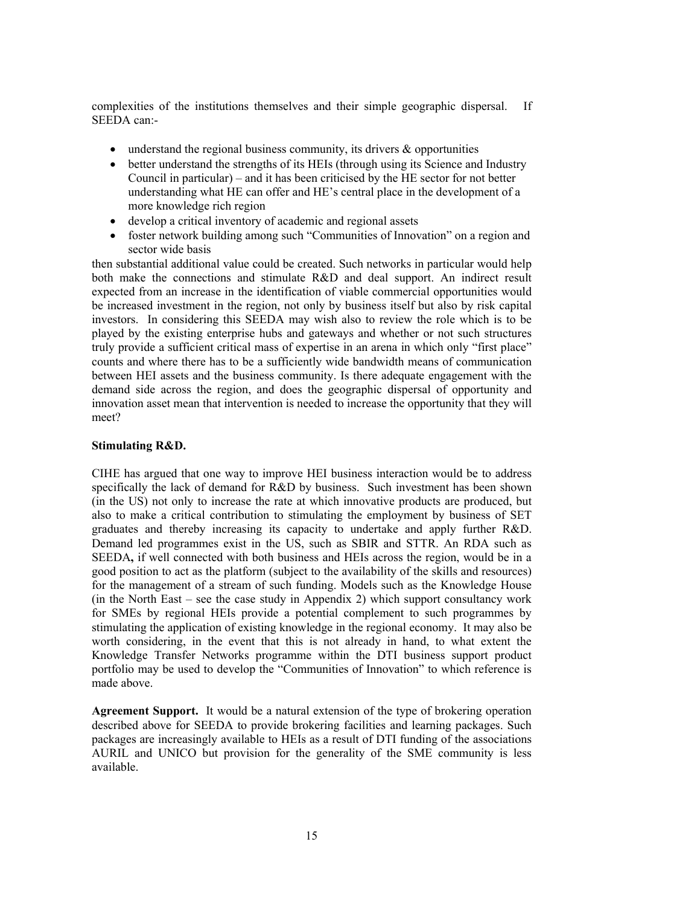complexities of the institutions themselves and their simple geographic dispersal. If SEEDA can:-

- understand the regional business community, its drivers & opportunities
- better understand the strengths of its HEIs (through using its Science and Industry Council in particular) – and it has been criticised by the HE sector for not better understanding what HE can offer and HE's central place in the development of a more knowledge rich region
- develop a critical inventory of academic and regional assets
- foster network building among such "Communities of Innovation" on a region and sector wide basis

then substantial additional value could be created. Such networks in particular would help both make the connections and stimulate R&D and deal support. An indirect result expected from an increase in the identification of viable commercial opportunities would be increased investment in the region, not only by business itself but also by risk capital investors. In considering this SEEDA may wish also to review the role which is to be played by the existing enterprise hubs and gateways and whether or not such structures truly provide a sufficient critical mass of expertise in an arena in which only "first place" counts and where there has to be a sufficiently wide bandwidth means of communication between HEI assets and the business community. Is there adequate engagement with the demand side across the region, and does the geographic dispersal of opportunity and innovation asset mean that intervention is needed to increase the opportunity that they will meet?

**Stimulating R&D.**

CIHE has argued that one way to improve HEI business interaction would be to address specifically the lack of demand for R&D by business. Such investment has been shown (in the US) not only to increase the rate at which innovative products are produced, but also to make a critical contribution to stimulating the employment by business of SET graduates and thereby increasing its capacity to undertake and apply further R&D. Demand led programmes exist in the US, such as SBIR and STTR. An RDA such as SEEDA**,** if well connected with both business and HEIs across the region, would be in a good position to act as the platform (subject to the availability of the skills and resources) for the management of a stream of such funding. Models such as the Knowledge House (in the North East – see the case study in Appendix 2) which support consultancy work for SMEs by regional HEIs provide a potential complement to such programmes by stimulating the application of existing knowledge in the regional economy. It may also be worth considering, in the event that this is not already in hand, to what extent the Knowledge Transfer Networks programme within the DTI business support product portfolio may be used to develop the "Communities of Innovation" to which reference is made above.

**Agreement Support.** It would be a natural extension of the type of brokering operation described above for SEEDA to provide brokering facilities and learning packages. Such packages are increasingly available to HEIs as a result of DTI funding of the associations AURIL and UNICO but provision for the generality of the SME community is less available.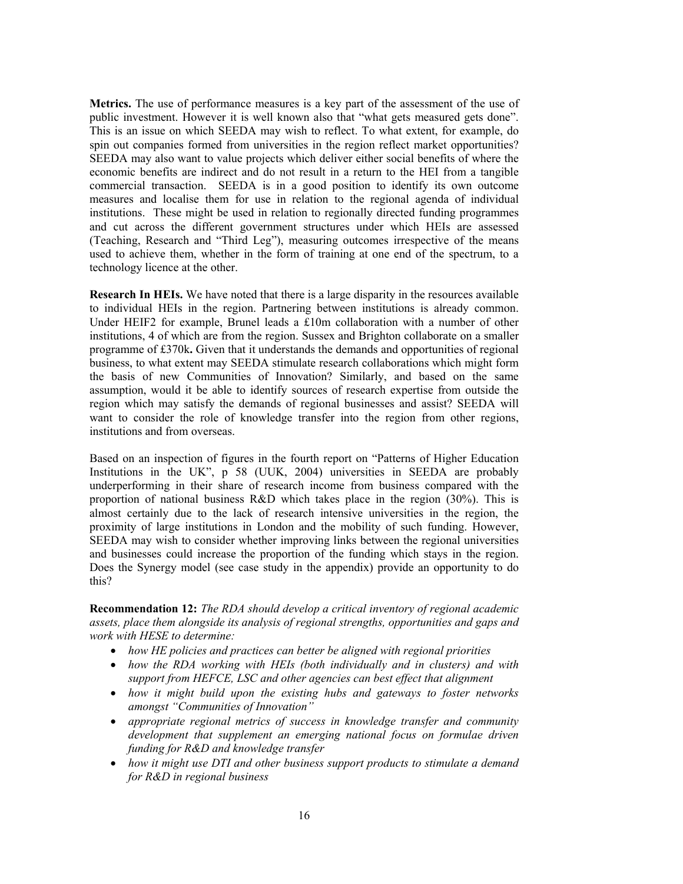**Metrics.** The use of performance measures is a key part of the assessment of the use of public investment. However it is well known also that "what gets measured gets done". This is an issue on which SEEDA may wish to reflect. To what extent, for example, do spin out companies formed from universities in the region reflect market opportunities? SEEDA may also want to value projects which deliver either social benefits of where the economic benefits are indirect and do not result in a return to the HEI from a tangible commercial transaction. SEEDA is in a good position to identify its own outcome measures and localise them for use in relation to the regional agenda of individual institutions. These might be used in relation to regionally directed funding programmes and cut across the different government structures under which HEIs are assessed (Teaching, Research and "Third Leg"), measuring outcomes irrespective of the means used to achieve them, whether in the form of training at one end of the spectrum, to a technology licence at the other.

**Research In HEIs.** We have noted that there is a large disparity in the resources available to individual HEIs in the region. Partnering between institutions is already common. Under HEIF2 for example, Brunel leads a £10m collaboration with a number of other institutions, 4 of which are from the region. Sussex and Brighton collaborate on a smaller programme of £370k**.** Given that it understands the demands and opportunities of regional business, to what extent may SEEDA stimulate research collaborations which might form the basis of new Communities of Innovation? Similarly, and based on the same assumption, would it be able to identify sources of research expertise from outside the region which may satisfy the demands of regional businesses and assist? SEEDA will want to consider the role of knowledge transfer into the region from other regions, institutions and from overseas.

Based on an inspection of figures in the fourth report on "Patterns of Higher Education Institutions in the UK", p 58 (UUK, 2004) universities in SEEDA are probably underperforming in their share of research income from business compared with the proportion of national business R&D which takes place in the region (30%). This is almost certainly due to the lack of research intensive universities in the region, the proximity of large institutions in London and the mobility of such funding. However, SEEDA may wish to consider whether improving links between the regional universities and businesses could increase the proportion of the funding which stays in the region. Does the Synergy model (see case study in the appendix) provide an opportunity to do this?

**Recommendation 12:** *The RDA should develop a critical inventory of regional academic assets, place them alongside its analysis of regional strengths, opportunities and gaps and work with HESE to determine:*

- *how HE policies and practices can better be aligned with regional priorities*
- *how the RDA working with HEIs (both individually and in clusters) and with support from HEFCE, LSC and other agencies can best effect that alignment*
- *how it might build upon the existing hubs and gateways to foster networks amongst "Communities of Innovation"*
- *appropriate regional metrics of success in knowledge transfer and community development that supplement an emerging national focus on formulae driven funding for R&D and knowledge transfer*
- *how it might use DTI and other business support products to stimulate a demand for R&D in regional business*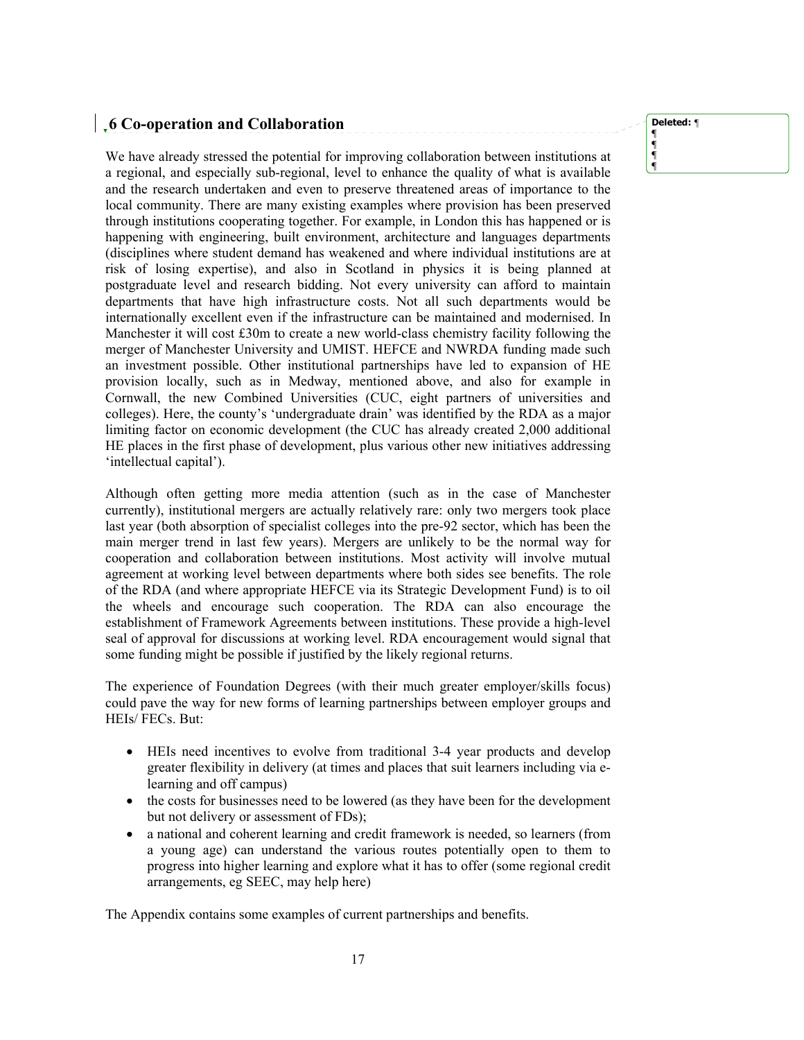## 6 Co-operation and Collaboration

We have already stressed the potential for improving collaboration between institutions at a regional, and especially sub-regional, level to enhance the quality of what is available and the research undertaken and even to preserve threatened areas of importance to the local community. There are many existing examples where provision has been preserved through institutions cooperating together. For example, in London this has happened or is happening with engineering, built environment, architecture and languages departments (disciplines where student demand has weakened and where individual institutions are at risk of losing expertise), and also in Scotland in physics it is being planned at postgraduate level and research bidding. Not every university can afford to maintain departments that have high infrastructure costs. Not all such departments would be internationally excellent even if the infrastructure can be maintained and modernised. In Manchester it will cost £30m to create a new world-class chemistry facility following the merger of Manchester University and UMIST. HEFCE and NWRDA funding made such an investment possible. Other institutional partnerships have led to expansion of HE provision locally, such as in Medway, mentioned above, and also for example in Cornwall, the new Combined Universities (CUC, eight partners of universities and colleges). Here, the county's 'undergraduate drain' was identified by the RDA as a major limiting factor on economic development (the CUC has already created 2,000 additional HE places in the first phase of development, plus various other new initiatives addressing 'intellectual capital').

Although often getting more media attention (such as in the case of Manchester currently), institutional mergers are actually relatively rare: only two mergers took place last year (both absorption of specialist colleges into the pre-92 sector, which has been the main merger trend in last few years). Mergers are unlikely to be the normal way for cooperation and collaboration between institutions. Most activity will involve mutual agreement at working level between departments where both sides see benefits. The role of the RDA (and where appropriate HEFCE via its Strategic Development Fund) is to oil the wheels and encourage such cooperation. The RDA can also encourage the establishment of Framework Agreements between institutions. These provide a high-level seal of approval for discussions at working level. RDA encouragement would signal that some funding might be possible if justified by the likely regional returns.

The experience of Foundation Degrees (with their much greater employer/skills focus) could pave the way for new forms of learning partnerships between employer groups and HEIs/ FECs. But:

- HEIs need incentives to evolve from traditional 3-4 year products and develop greater flexibility in delivery (at times and places that suit learners including via e-learning and off campus)
- the costs for businesses need to be lowered (as they have been for the development but not delivery or assessment of FDs);
- a national and coherent learning and credit framework is needed, so learners (from a young age) can understand the various routes potentially open to them to progress into higher learning and explore what it has to offer (some regional credit arrangements, eg SEEC, may help here)

The Appendix contains some examples of current partnerships and benefits.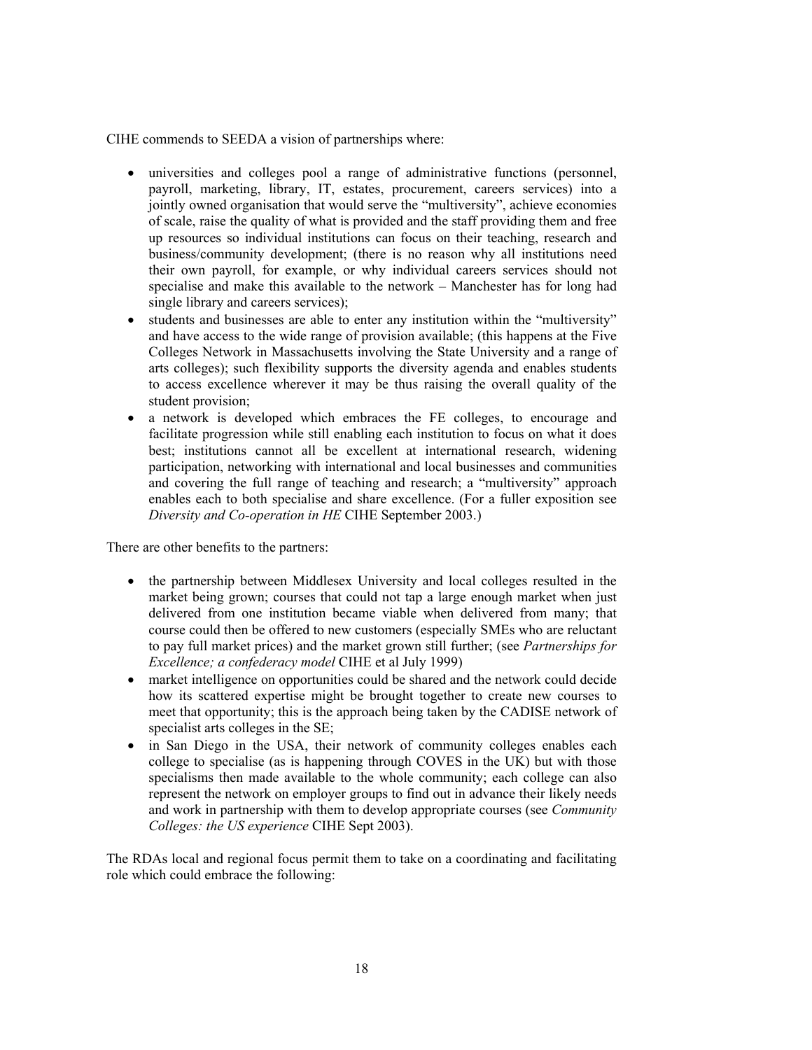CIHE commends to SEEDA a vision of partnerships where:

- universities and colleges pool a range of administrative functions (personnel, payroll, marketing, library, IT, estates, procurement, careers services) into a jointly owned organisation that would serve the "multiversity", achieve economies of scale, raise the quality of what is provided and the staff providing them and free up resources so individual institutions can focus on their teaching, research and business/community development; (there is no reason why all institutions need their own payroll, for example, or why individual careers services should not specialise and make this available to the network – Manchester has for long had single library and careers services);
- students and businesses are able to enter any institution within the "multiversity" and have access to the wide range of provision available; (this happens at the Five Colleges Network in Massachusetts involving the State University and a range of arts colleges); such flexibility supports the diversity agenda and enables students to access excellence wherever it may be thus raising the overall quality of the student provision;
- a network is developed which embraces the FE colleges, to encourage and facilitate progression while still enabling each institution to focus on what it does best; institutions cannot all be excellent at international research, widening participation, networking with international and local businesses and communities and covering the full range of teaching and research; a "multiversity" approach enables each to both specialise and share excellence. (For a fuller exposition see *Diversity and Co-operation in HE* CIHE September 2003.)

There are other benefits to the partners:

- the partnership between Middlesex University and local colleges resulted in the market being grown; courses that could not tap a large enough market when just delivered from one institution became viable when delivered from many; that course could then be offered to new customers (especially SMEs who are reluctant to pay full market prices) and the market grown still further; (see *Partnerships for Excellence; a confederacy model* CIHE et al July 1999)
- market intelligence on opportunities could be shared and the network could decide how its scattered expertise might be brought together to create new courses to meet that opportunity; this is the approach being taken by the CADISE network of specialist arts colleges in the SE;
- in San Diego in the USA, their network of community colleges enables each college to specialise (as is happening through COVES in the UK) but with those specialisms then made available to the whole community; each college can also represent the network on employer groups to find out in advance their likely needs and work in partnership with them to develop appropriate courses (see *Community Colleges: the US experience* CIHE Sept 2003).

The RDAs local and regional focus permit them to take on a coordinating and facilitating role which could embrace the following: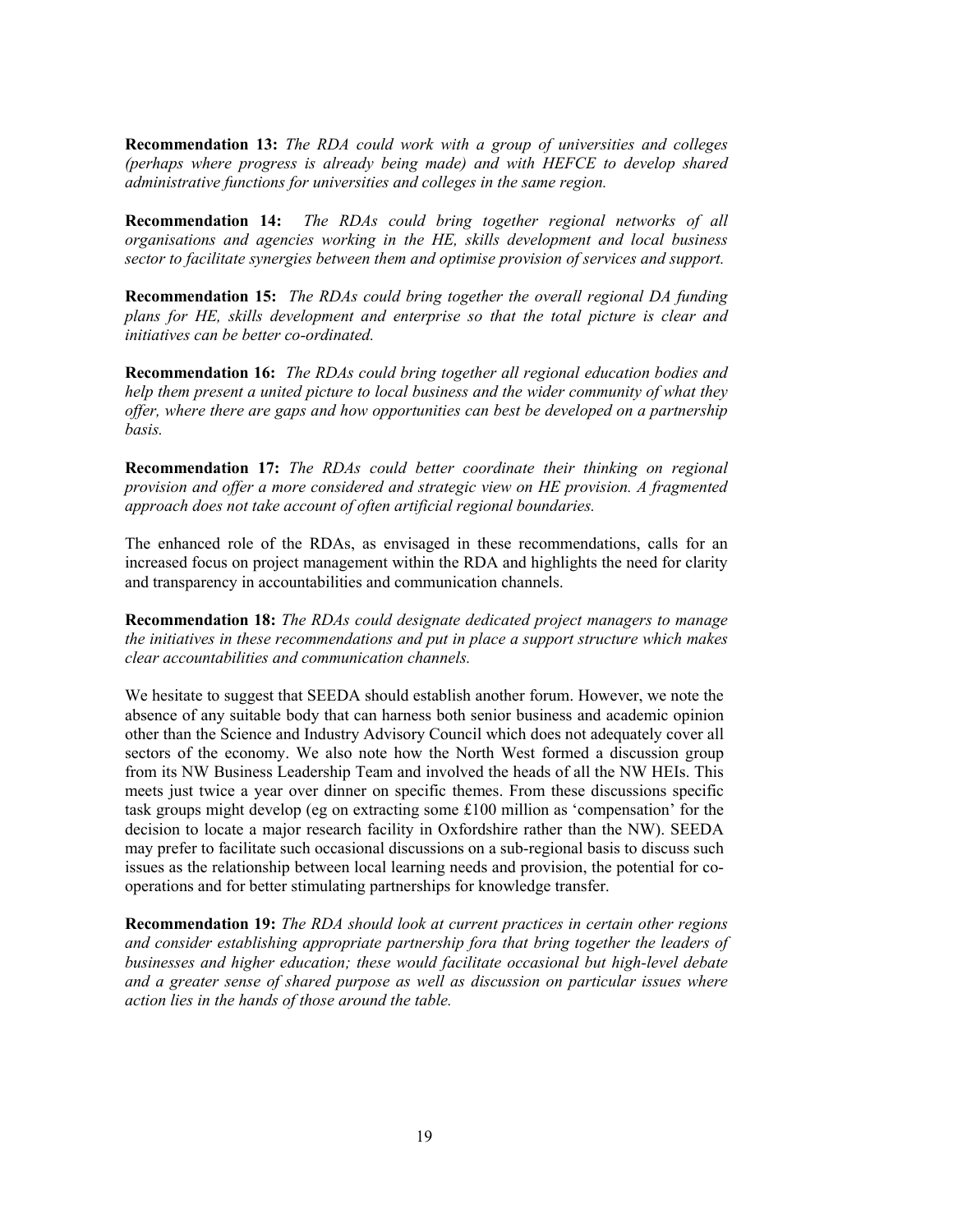**Recommendation 13:** *The RDA could work with a group of universities and colleges (perhaps where progress is already being made) and with HEFCE to develop shared administrative functions for universities and colleges in the same region.*

**Recommendation 14:** *The RDAs could bring together regional networks of all organisations and agencies working in the HE, skills development and local business sector to facilitate synergies between them and optimise provision of services and support.*

**Recommendation 15:** *The RDAs could bring together the overall regional DA funding plans for HE, skills development and enterprise so that the total picture is clear and initiatives can be better co-ordinated.*

**Recommendation 16:** *The RDAs could bring together all regional education bodies and help them present a united picture to local business and the wider community of what they offer, where there are gaps and how opportunities can best be developed on a partnership basis.*

**Recommendation 17:** *The RDAs could better coordinate their thinking on regional provision and offer a more considered and strategic view on HE provision. A fragmented approach does not take account of often artificial regional boundaries.*

The enhanced role of the RDAs, as envisaged in these recommendations, calls for an increased focus on project management within the RDA and highlights the need for clarity and transparency in accountabilities and communication channels.

**Recommendation 18:** *The RDAs could designate dedicated project managers to manage the initiatives in these recommendations and put in place a support structure which makes clear accountabilities and communication channels.*

We hesitate to suggest that SEEDA should establish another forum. However, we note the absence of any suitable body that can harness both senior business and academic opinion other than the Science and Industry Advisory Council which does not adequately cover all sectors of the economy. We also note how the North West formed a discussion group from its NW Business Leadership Team and involved the heads of all the NW HEIs. This meets just twice a year over dinner on specific themes. From these discussions specific task groups might develop (eg on extracting some £100 million as 'compensation' for the decision to locate a major research facility in Oxfordshire rather than the NW). SEEDA may prefer to facilitate such occasional discussions on a sub-regional basis to discuss such issues as the relationship between local learning needs and provision, the potential for co-operations and for better stimulating partnerships for knowledge transfer.

**Recommendation 19:** *The RDA should look at current practices in certain other regions and consider establishing appropriate partnership fora that bring together the leaders of businesses and higher education; these would facilitate occasional but high-level debate and a greater sense of shared purpose as well as discussion on particular issues where action lies in the hands of those around the table.*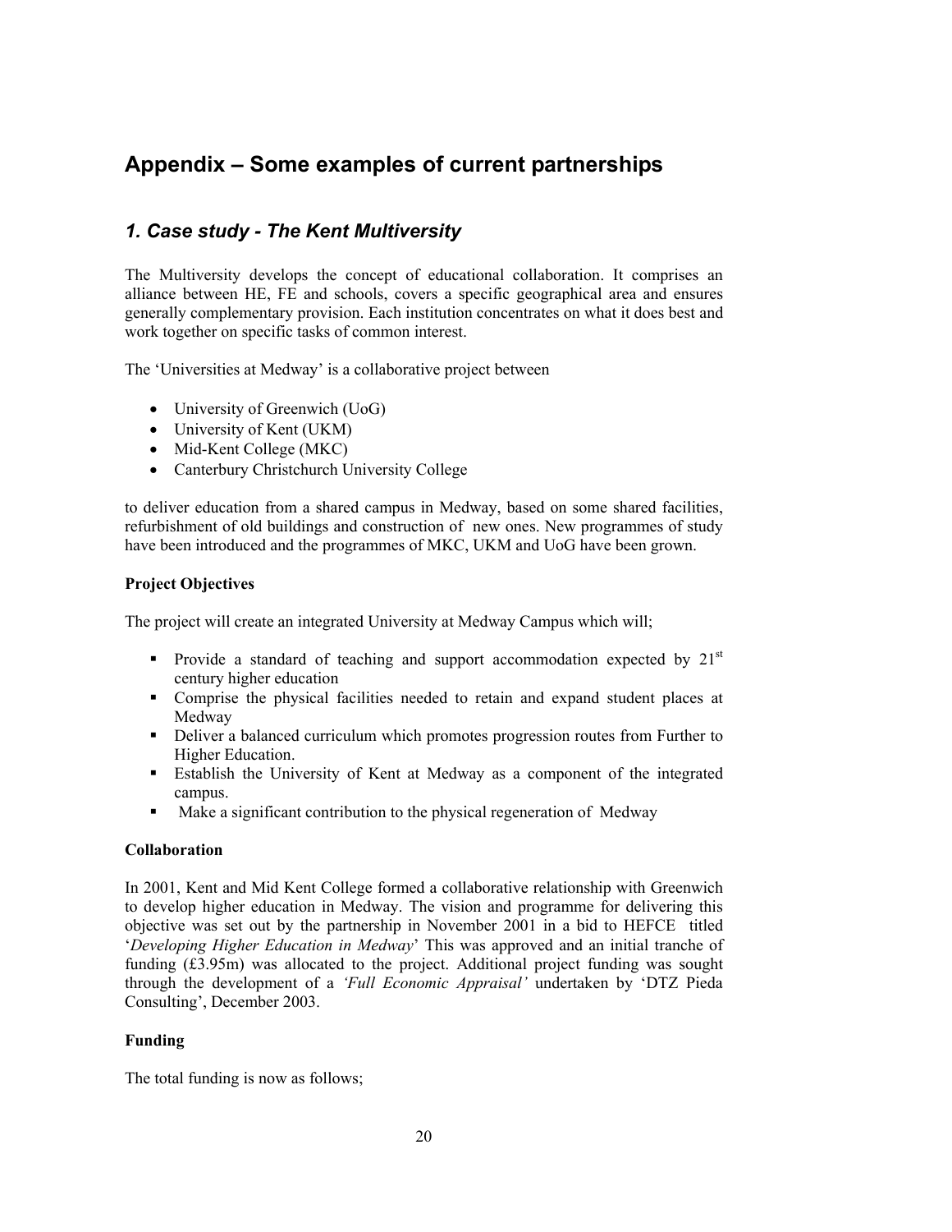# Appendix – Some examples of current partnerships

## *1. Case study - The Kent Multiversity*

The Multiversity develops the concept of educational collaboration. It comprises an alliance between HE, FE and schools, covers a specific geographical area and ensures generally complementary provision. Each institution concentrates on what it does best and work together on specific tasks of common interest.

The 'Universities at Medway' is a collaborative project between

- University of Greenwich (UoG)
- University of Kent (UKM)
- Mid-Kent College (MKC)
- Canterbury Christchurch University College

to deliver education from a shared campus in Medway, based on some shared facilities, refurbishment of old buildings and construction of new ones. New programmes of study have been introduced and the programmes of MKC, UKM and UoG have been grown.

**Project Objectives**

The project will create an integrated University at Medway Campus which will;

- Provide a standard of teaching and support accommodation expected by 21st century higher education
- Comprise the physical facilities needed to retain and expand student places at Medway
- Deliver a balanced curriculum which promotes progression routes from Further to Higher Education.
- Establish the University of Kent at Medway as a component of the integrated campus.
- Make a significant contribution to the physical regeneration of Medway

**Collaboration**

In 2001, Kent and Mid Kent College formed a collaborative relationship with Greenwich to develop higher education in Medway. The vision and programme for delivering this objective was set out by the partnership in November 2001 in a bid to HEFCE titled '*Developing Higher Education in Medway*' This was approved and an initial tranche of funding (£3.95m) was allocated to the project. Additional project funding was sought through the development of a *'Full Economic Appraisal'* undertaken by 'DTZ Pieda Consulting', December 2003.

**Funding**

The total funding is now as follows;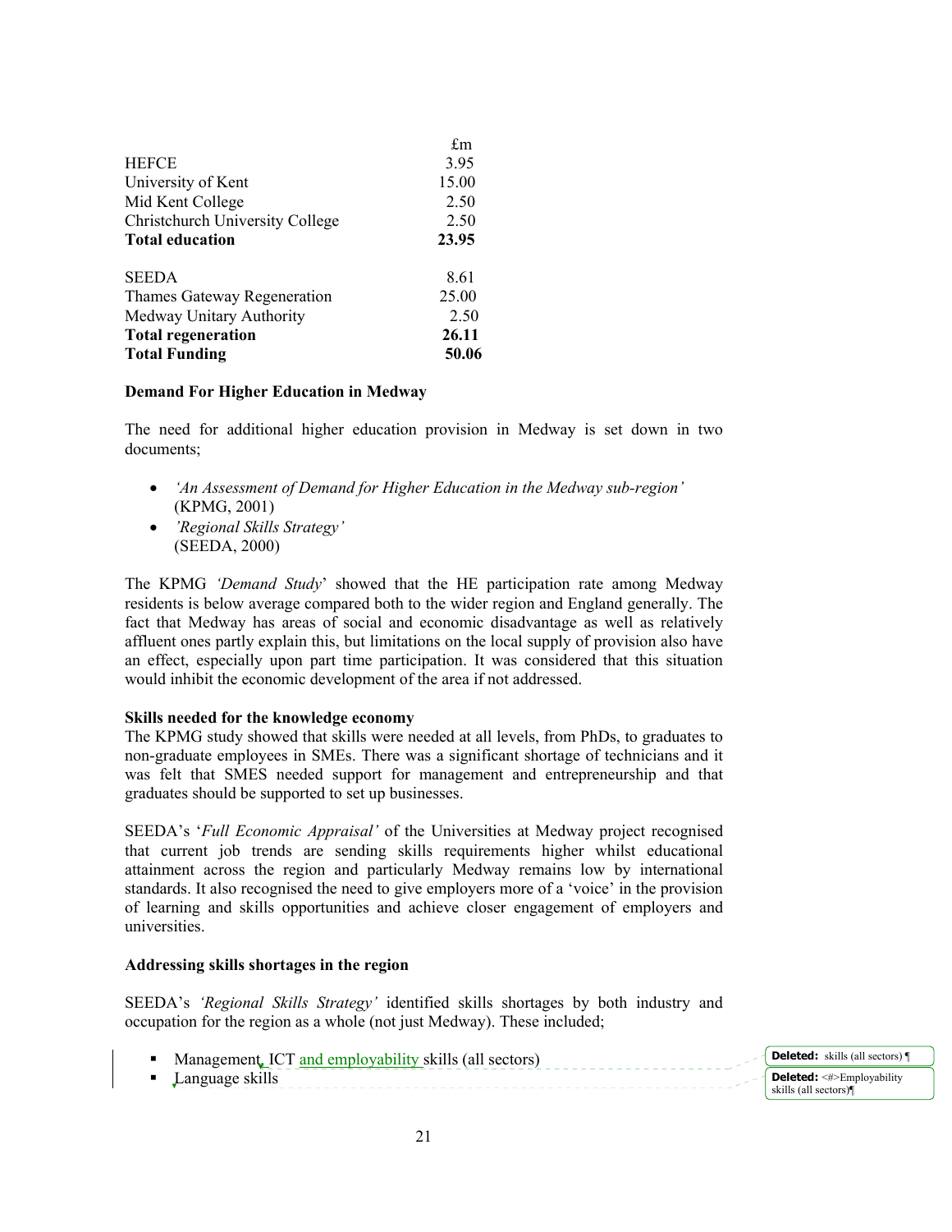| | £m |
|---|---|
| HEFCE | 3.95 |
| University of Kent | 15.00 |
| Mid Kent College | 2.50 |
| Christchurch University College | 2.50 |
| **Total education** | **23.95** |
| | |
| SEEDA | 8.61 |
| Thames Gateway Regeneration | 25.00 |
| Medway Unitary Authority | 2.50 |
| **Total regeneration** | **26.11** |
| **Total Funding** | **50.06** |

**Demand For Higher Education in Medway**

The need for additional higher education provision in Medway is set down in two documents;

- *'An Assessment of Demand for Higher Education in the Medway sub-region'* (KPMG, 2001)
- *'Regional Skills Strategy'* (SEEDA, 2000)

The KPMG *'Demand Study*' showed that the HE participation rate among Medway residents is below average compared both to the wider region and England generally. The fact that Medway has areas of social and economic disadvantage as well as relatively affluent ones partly explain this, but limitations on the local supply of provision also have an effect, especially upon part time participation. It was considered that this situation would inhibit the economic development of the area if not addressed.

**Skills needed for the knowledge economy**

The KPMG study showed that skills were needed at all levels, from PhDs, to graduates to non-graduate employees in SMEs. There was a significant shortage of technicians and it was felt that SMES needed support for management and entrepreneurship and that graduates should be supported to set up businesses.

SEEDA's '*Full Economic Appraisal'* of the Universities at Medway project recognised that current job trends are sending skills requirements higher whilst educational attainment across the region and particularly Medway remains low by international standards. It also recognised the need to give employers more of a 'voice' in the provision of learning and skills opportunities and achieve closer engagement of employers and universities.

**Addressing skills shortages in the region**

SEEDA's *'Regional Skills Strategy'* identified skills shortages by both industry and occupation for the region as a whole (not just Medway). These included;

- Management, ICT and employability skills (all sectors)
- Language skills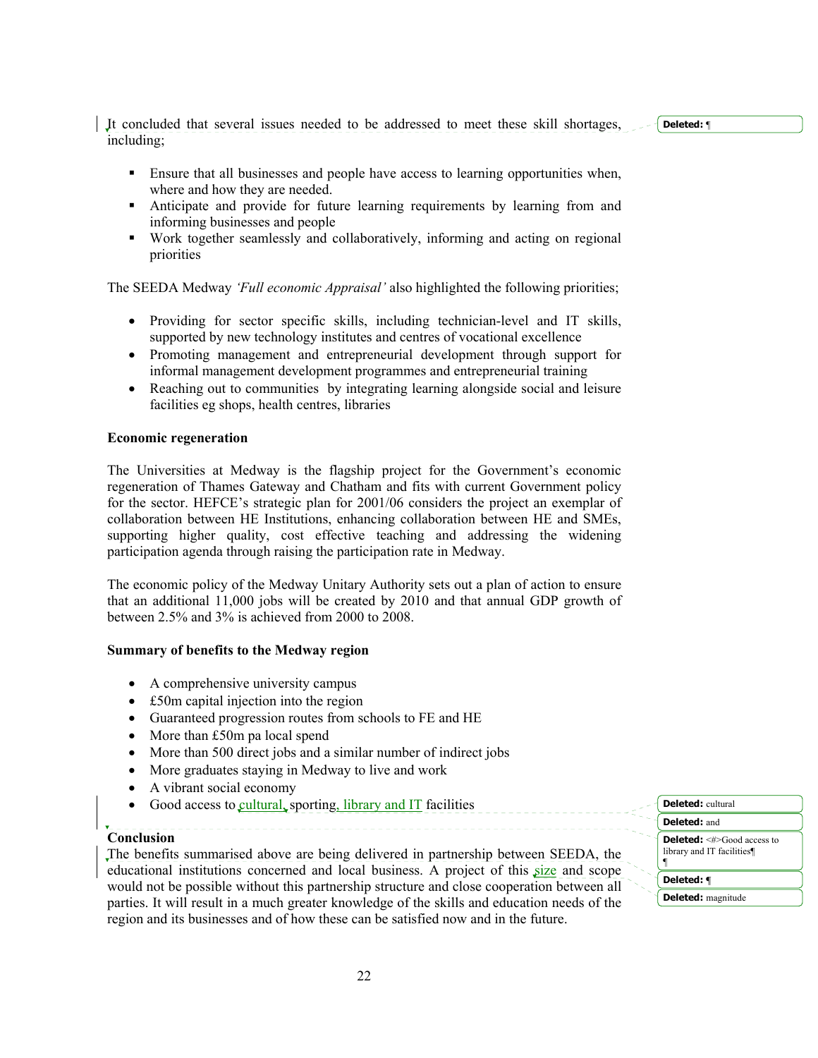It concluded that several issues needed to be addressed to meet these skill shortages, including;

- Ensure that all businesses and people have access to learning opportunities when, where and how they are needed.
- Anticipate and provide for future learning requirements by learning from and informing businesses and people
- Work together seamlessly and collaboratively, informing and acting on regional priorities

The SEEDA Medway *'Full economic Appraisal'* also highlighted the following priorities;

- Providing for sector specific skills, including technician-level and IT skills, supported by new technology institutes and centres of vocational excellence
- Promoting management and entrepreneurial development through support for informal management development programmes and entrepreneurial training
- Reaching out to communities by integrating learning alongside social and leisure facilities eg shops, health centres, libraries

**Economic regeneration**

The Universities at Medway is the flagship project for the Government's economic regeneration of Thames Gateway and Chatham and fits with current Government policy for the sector. HEFCE's strategic plan for 2001/06 considers the project an exemplar of collaboration between HE Institutions, enhancing collaboration between HE and SMEs, supporting higher quality, cost effective teaching and addressing the widening participation agenda through raising the participation rate in Medway.

The economic policy of the Medway Unitary Authority sets out a plan of action to ensure that an additional 11,000 jobs will be created by 2010 and that annual GDP growth of between 2.5% and 3% is achieved from 2000 to 2008.

**Summary of benefits to the Medway region**

- A comprehensive university campus
- £50m capital injection into the region
- Guaranteed progression routes from schools to FE and HE
- More than £50m pa local spend
- More than 500 direct jobs and a similar number of indirect jobs
- More graduates staying in Medway to live and work
- A vibrant social economy
- Good access to cultural, sporting, library and IT facilities

**Conclusion**

The benefits summarised above are being delivered in partnership between SEEDA, the educational institutions concerned and local business. A project of this size and scope would not be possible without this partnership structure and close cooperation between all parties. It will result in a much greater knowledge of the skills and education needs of the region and its businesses and of how these can be satisfied now and in the future.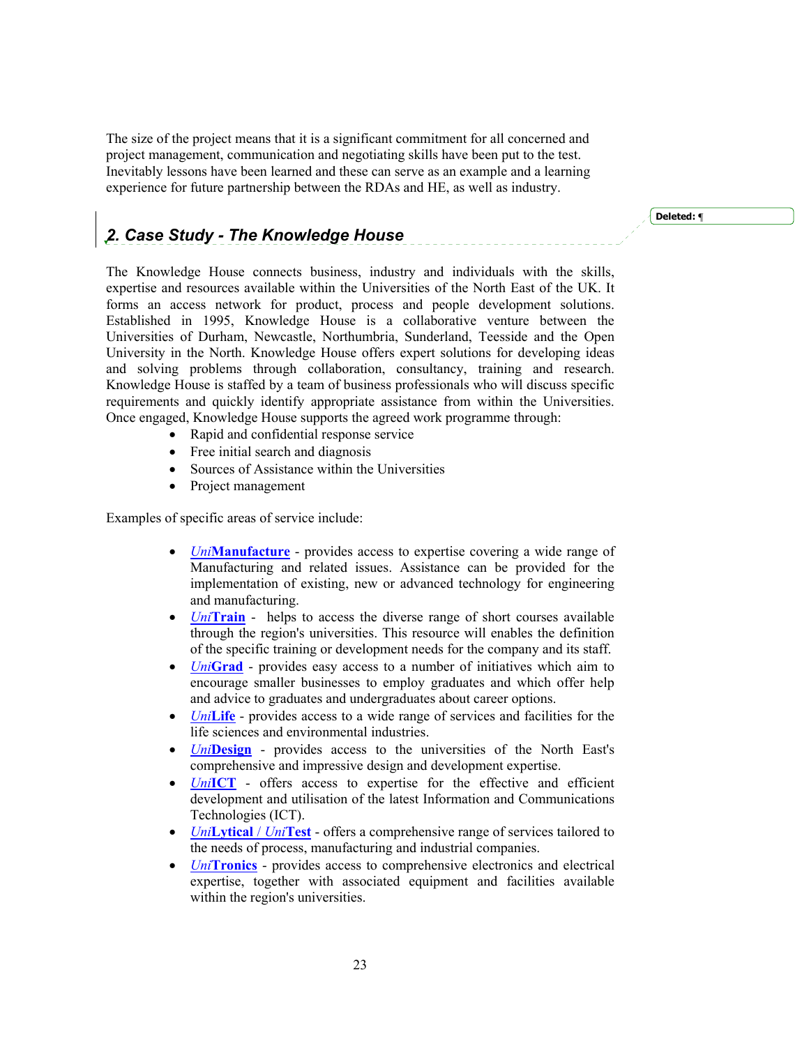The size of the project means that it is a significant commitment for all concerned and project management, communication and negotiating skills have been put to the test. Inevitably lessons have been learned and these can serve as an example and a learning experience for future partnership between the RDAs and HE, as well as industry.

## 2. Case Study - The Knowledge House

The Knowledge House connects business, industry and individuals with the skills, expertise and resources available within the Universities of the North East of the UK. It forms an access network for product, process and people development solutions. Established in 1995, Knowledge House is a collaborative venture between the Universities of Durham, Newcastle, Northumbria, Sunderland, Teesside and the Open University in the North. Knowledge House offers expert solutions for developing ideas and solving problems through collaboration, consultancy, training and research. Knowledge House is staffed by a team of business professionals who will discuss specific requirements and quickly identify appropriate assistance from within the Universities. Once engaged, Knowledge House supports the agreed work programme through:

- Rapid and confidential response service
- Free initial search and diagnosis
- Sources of Assistance within the Universities
- Project management

Examples of specific areas of service include:

- *Uni***Manufacture** - provides access to expertise covering a wide range of Manufacturing and related issues. Assistance can be provided for the implementation of existing, new or advanced technology for engineering and manufacturing.
- *Uni***Train** - helps to access the diverse range of short courses available through the region's universities. This resource will enables the definition of the specific training or development needs for the company and its staff.
- *Uni***Grad** - provides easy access to a number of initiatives which aim to encourage smaller businesses to employ graduates and which offer help and advice to graduates and undergraduates about career options.
- *Uni***Life** - provides access to a wide range of services and facilities for the life sciences and environmental industries.
- *Uni***Design** - provides access to the universities of the North East's comprehensive and impressive design and development expertise.
- *Uni***ICT** - offers access to expertise for the effective and efficient development and utilisation of the latest Information and Communications Technologies (ICT).
- *Uni***Lytical** / *Uni***Test** - offers a comprehensive range of services tailored to the needs of process, manufacturing and industrial companies.
- *Uni***Tronics** - provides access to comprehensive electronics and electrical expertise, together with associated equipment and facilities available within the region's universities.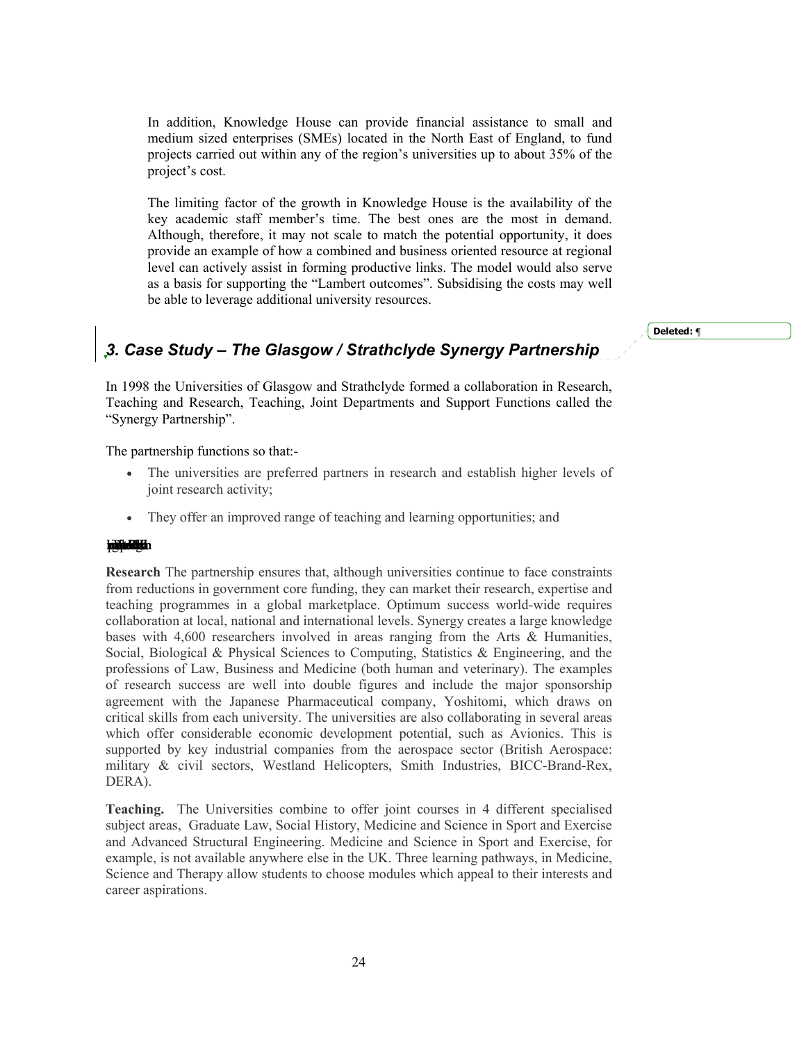In addition, Knowledge House can provide financial assistance to small and medium sized enterprises (SMEs) located in the North East of England, to fund projects carried out within any of the region's universities up to about 35% of the project's cost.

The limiting factor of the growth in Knowledge House is the availability of the key academic staff member's time. The best ones are the most in demand. Although, therefore, it may not scale to match the potential opportunity, it does provide an example of how a combined and business oriented resource at regional level can actively assist in forming productive links. The model would also serve as a basis for supporting the "Lambert outcomes". Subsidising the costs may well be able to leverage additional university resources.

## *3. Case Study – The Glasgow / Strathclyde Synergy Partnership*

In 1998 the Universities of Glasgow and Strathclyde formed a collaboration in Research, Teaching and Research, Teaching, Joint Departments and Support Functions called the "Synergy Partnership".

The partnership functions so that:-

- The universities are preferred partners in research and establish higher levels of joint research activity;
- They offer an improved range of teaching and learning opportunities; and

**Research** The partnership ensures that, although universities continue to face constraints from reductions in government core funding, they can market their research, expertise and teaching programmes in a global marketplace. Optimum success world-wide requires collaboration at local, national and international levels. Synergy creates a large knowledge bases with 4,600 researchers involved in areas ranging from the Arts & Humanities, Social, Biological & Physical Sciences to Computing, Statistics & Engineering, and the professions of Law, Business and Medicine (both human and veterinary). The examples of research success are well into double figures and include the major sponsorship agreement with the Japanese Pharmaceutical company, Yoshitomi, which draws on critical skills from each university. The universities are also collaborating in several areas which offer considerable economic development potential, such as Avionics. This is supported by key industrial companies from the aerospace sector (British Aerospace: military & civil sectors, Westland Helicopters, Smith Industries, BICC-Brand-Rex, DERA).

**Teaching.** The Universities combine to offer joint courses in 4 different specialised subject areas, Graduate Law, Social History, Medicine and Science in Sport and Exercise and Advanced Structural Engineering. Medicine and Science in Sport and Exercise, for example, is not available anywhere else in the UK. Three learning pathways, in Medicine, Science and Therapy allow students to choose modules which appeal to their interests and career aspirations.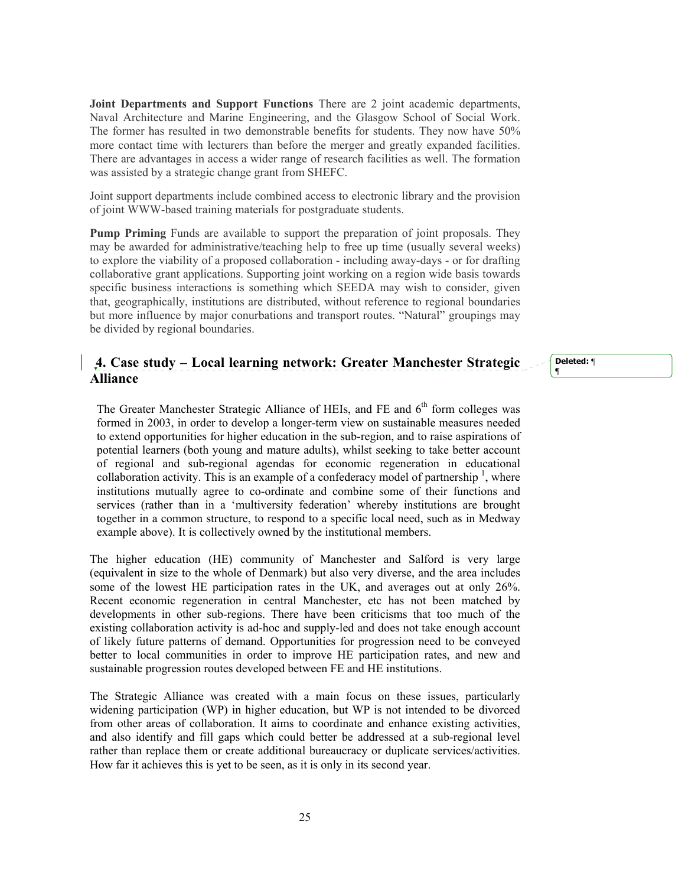**Joint Departments and Support Functions** There are 2 joint academic departments, Naval Architecture and Marine Engineering, and the Glasgow School of Social Work. The former has resulted in two demonstrable benefits for students. They now have 50% more contact time with lecturers than before the merger and greatly expanded facilities. There are advantages in access a wider range of research facilities as well. The formation was assisted by a strategic change grant from SHEFC.

Joint support departments include combined access to electronic library and the provision of joint WWW-based training materials for postgraduate students.

**Pump Priming** Funds are available to support the preparation of joint proposals. They may be awarded for administrative/teaching help to free up time (usually several weeks) to explore the viability of a proposed collaboration - including away-days - or for drafting collaborative grant applications. Supporting joint working on a region wide basis towards specific business interactions is something which SEEDA may wish to consider, given that, geographically, institutions are distributed, without reference to regional boundaries but more influence by major conurbations and transport routes. "Natural" groupings may be divided by regional boundaries.

## 4. Case study – Local learning network: Greater Manchester Strategic Alliance

The Greater Manchester Strategic Alliance of HEIs, and FE and 6th form colleges was formed in 2003, in order to develop a longer-term view on sustainable measures needed to extend opportunities for higher education in the sub-region, and to raise aspirations of potential learners (both young and mature adults), whilst seeking to take better account of regional and sub-regional agendas for economic regeneration in educational collaboration activity. This is an example of a confederacy model of partnership [1], where institutions mutually agree to co-ordinate and combine some of their functions and services (rather than in a 'multiversity federation' whereby institutions are brought together in a common structure, to respond to a specific local need, such as in Medway example above). It is collectively owned by the institutional members.

The higher education (HE) community of Manchester and Salford is very large (equivalent in size to the whole of Denmark) but also very diverse, and the area includes some of the lowest HE participation rates in the UK, and averages out at only 26%. Recent economic regeneration in central Manchester, etc has not been matched by developments in other sub-regions. There have been criticisms that too much of the existing collaboration activity is ad-hoc and supply-led and does not take enough account of likely future patterns of demand. Opportunities for progression need to be conveyed better to local communities in order to improve HE participation rates, and new and sustainable progression routes developed between FE and HE institutions.

The Strategic Alliance was created with a main focus on these issues, particularly widening participation (WP) in higher education, but WP is not intended to be divorced from other areas of collaboration. It aims to coordinate and enhance existing activities, and also identify and fill gaps which could better be addressed at a sub-regional level rather than replace them or create additional bureaucracy or duplicate services/activities. How far it achieves this is yet to be seen, as it is only in its second year.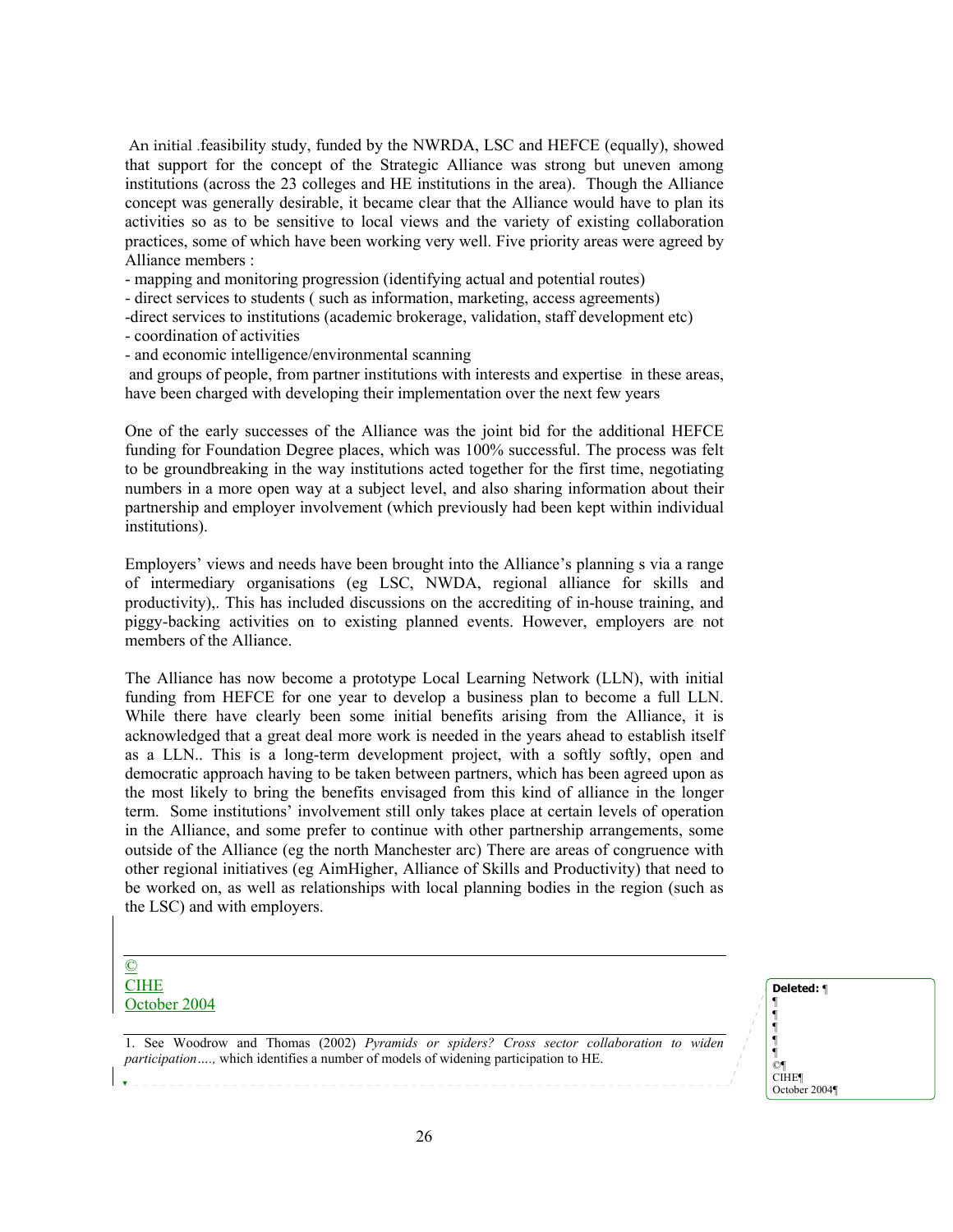An initial .feasibility study, funded by the NWRDA, LSC and HEFCE (equally), showed that support for the concept of the Strategic Alliance was strong but uneven among institutions (across the 23 colleges and HE institutions in the area). Though the Alliance concept was generally desirable, it became clear that the Alliance would have to plan its activities so as to be sensitive to local views and the variety of existing collaboration practices, some of which have been working very well. Five priority areas were agreed by Alliance members :

- mapping and monitoring progression (identifying actual and potential routes)
- direct services to students ( such as information, marketing, access agreements)
- direct services to institutions (academic brokerage, validation, staff development etc)
- coordination of activities
- and economic intelligence/environmental scanning

and groups of people, from partner institutions with interests and expertise in these areas, have been charged with developing their implementation over the next few years

One of the early successes of the Alliance was the joint bid for the additional HEFCE funding for Foundation Degree places, which was 100% successful. The process was felt to be groundbreaking in the way institutions acted together for the first time, negotiating numbers in a more open way at a subject level, and also sharing information about their partnership and employer involvement (which previously had been kept within individual institutions).

Employers' views and needs have been brought into the Alliance's planning s via a range of intermediary organisations (eg LSC, NWDA, regional alliance for skills and productivity),. This has included discussions on the accrediting of in-house training, and piggy-backing activities on to existing planned events. However, employers are not members of the Alliance.

The Alliance has now become a prototype Local Learning Network (LLN), with initial funding from HEFCE for one year to develop a business plan to become a full LLN. While there have clearly been some initial benefits arising from the Alliance, it is acknowledged that a great deal more work is needed in the years ahead to establish itself as a LLN.. This is a long-term development project, with a softly softly, open and democratic approach having to be taken between partners, which has been agreed upon as the most likely to bring the benefits envisaged from this kind of alliance in the longer term. Some institutions' involvement still only takes place at certain levels of operation in the Alliance, and some prefer to continue with other partnership arrangements, some outside of the Alliance (eg the north Manchester arc) There are areas of congruence with other regional initiatives (eg AimHigher, Alliance of Skills and Productivity) that need to be worked on, as well as relationships with local planning bodies in the region (such as the LSC) and with employers.

©
CIHE
October 2004

1. See Woodrow and Thomas (2002) *Pyramids or spiders? Cross sector collaboration to widen participation….,* which identifies a number of models of widening participation to HE.